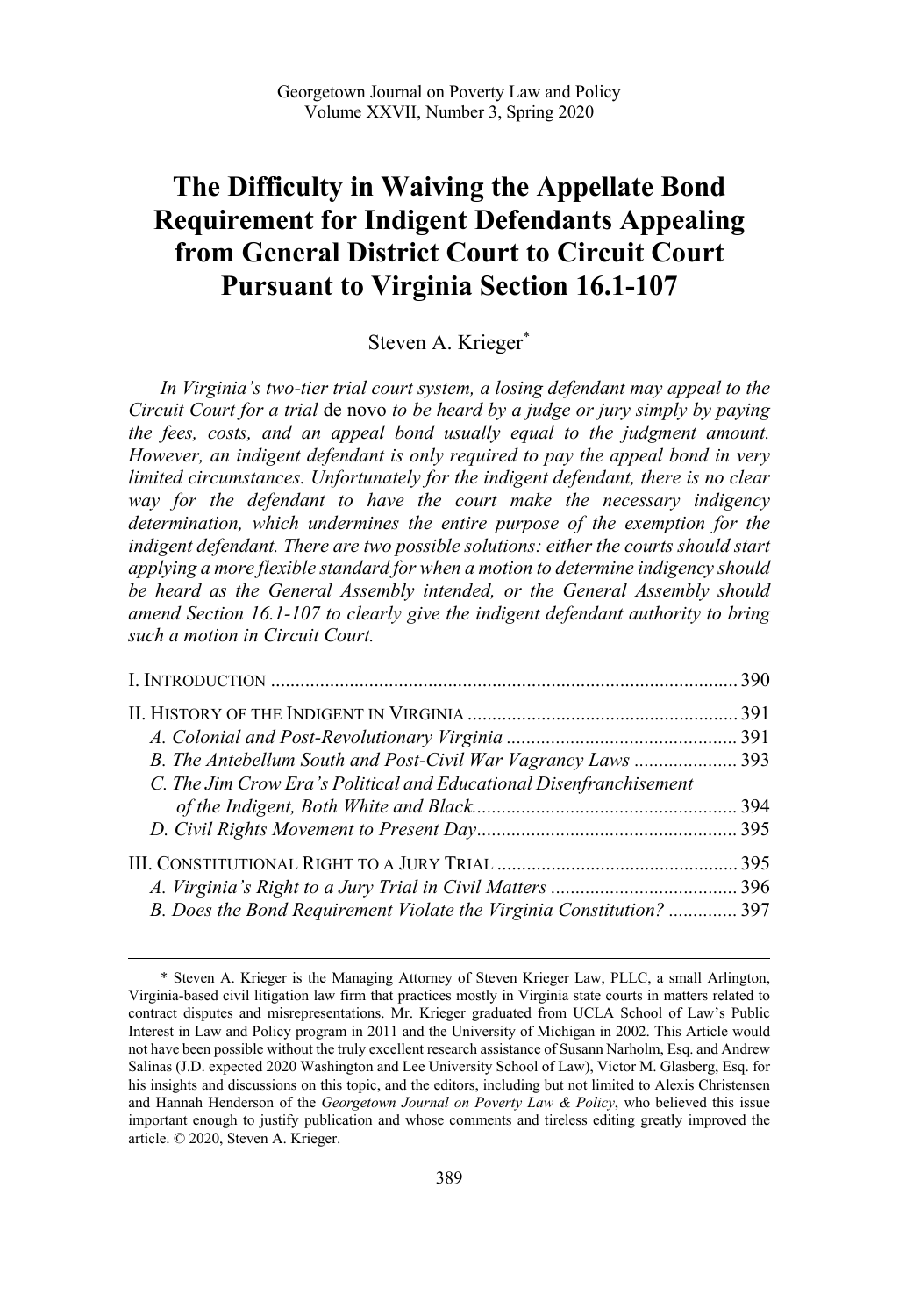Georgetown Journal on Poverty Law and Policy
Volume XXVII, Number 3, Spring 2020

# The Difficulty in Waiving the Appellate Bond Requirement for Indigent Defendants Appealing from General District Court to Circuit Court Pursuant to Virginia Section 16.1-107

Steven A. Krieger*

*In Virginia's two-tier trial court system, a losing defendant may appeal to the Circuit Court for a trial* de novo *to be heard by a judge or jury simply by paying the fees, costs, and an appeal bond usually equal to the judgment amount. However, an indigent defendant is only required to pay the appeal bond in very limited circumstances. Unfortunately for the indigent defendant, there is no clear way for the defendant to have the court make the necessary indigency determination, which undermines the entire purpose of the exemption for the indigent defendant. There are two possible solutions: either the courts should start applying a more flexible standard for when a motion to determine indigency should be heard as the General Assembly intended, or the General Assembly should amend Section 16.1-107 to clearly give the indigent defendant authority to bring such a motion in Circuit Court.*

I. INTRODUCTION .............................................................................................. 390

II. HISTORY OF THE INDIGENT IN VIRGINIA ...................................................... 391
- *A. Colonial and Post-Revolutionary Virginia* ............................................... 391
- *B. The Antebellum South and Post-Civil War Vagrancy Laws* ..................... 393
- *C. The Jim Crow Era's Political and Educational Disenfranchisement of the Indigent, Both White and Black*...................................................... 394
- *D. Civil Rights Movement to Present Day*..................................................... 395

III. CONSTITUTIONAL RIGHT TO A JURY TRIAL ................................................. 395
- *A. Virginia's Right to a Jury Trial in Civil Matters* ...................................... 396
- *B. Does the Bond Requirement Violate the Virginia Constitution?* .............. 397

---

\* Steven A. Krieger is the Managing Attorney of Steven Krieger Law, PLLC, a small Arlington, Virginia-based civil litigation law firm that practices mostly in Virginia state courts in matters related to contract disputes and misrepresentations. Mr. Krieger graduated from UCLA School of Law's Public Interest in Law and Policy program in 2011 and the University of Michigan in 2002. This Article would not have been possible without the truly excellent research assistance of Susann Narholm, Esq. and Andrew Salinas (J.D. expected 2020 Washington and Lee University School of Law), Victor M. Glasberg, Esq. for his insights and discussions on this topic, and the editors, including but not limited to Alexis Christensen and Hannah Henderson of the *Georgetown Journal on Poverty Law & Policy*, who believed this issue important enough to justify publication and whose comments and tireless editing greatly improved the article. © 2020, Steven A. Krieger.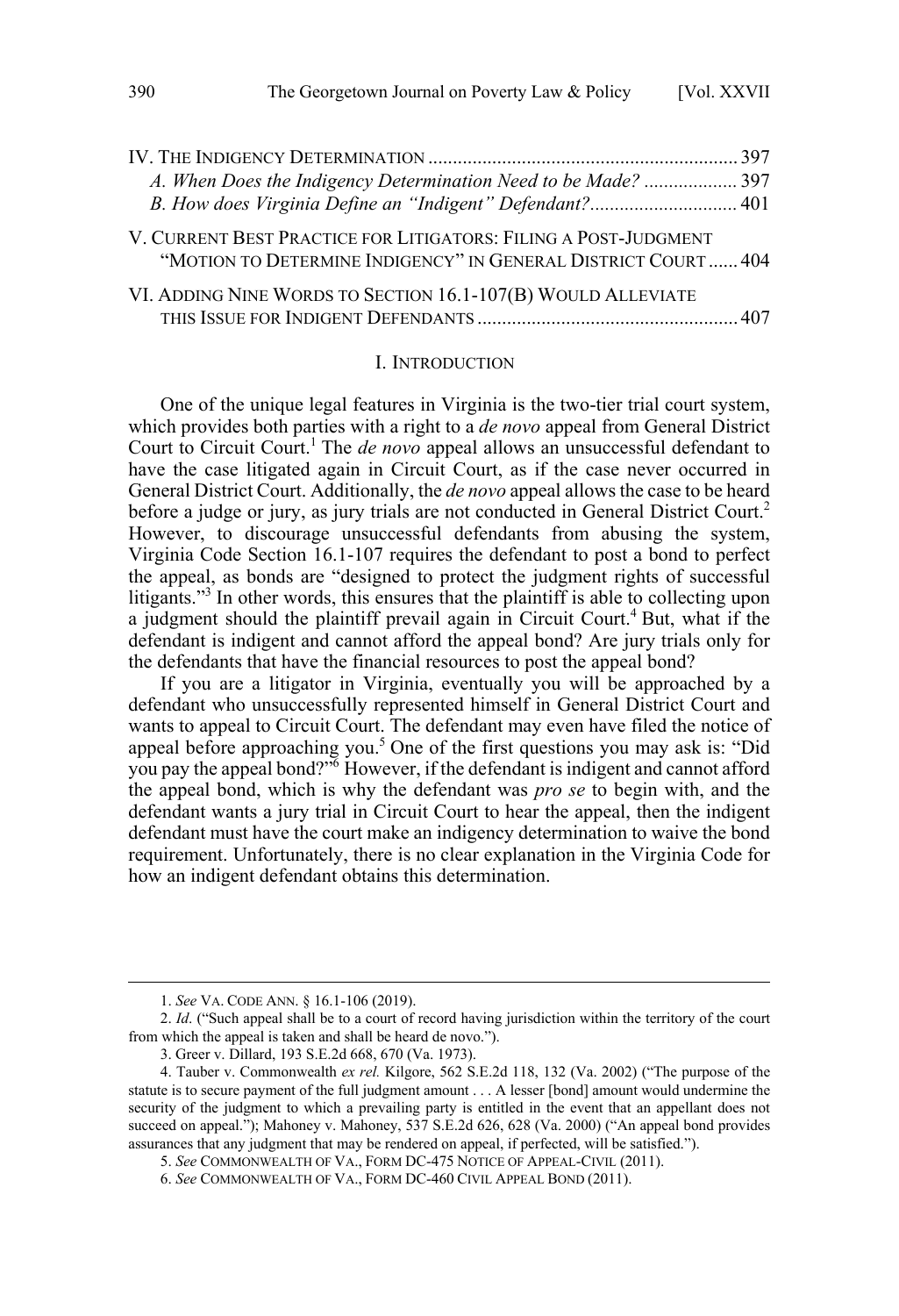IV. THE INDIGENCY DETERMINATION ............................................................... 397

*A. When Does the Indigency Determination Need to be Made?* ................... 397

*B. How does Virginia Define an "Indigent" Defendant?*.............................. 401

V. CURRENT BEST PRACTICE FOR LITIGATORS: FILING A POST-JUDGMENT "MOTION TO DETERMINE INDIGENCY" IN GENERAL DISTRICT COURT ...... 404

VI. ADDING NINE WORDS TO SECTION 16.1-107(B) WOULD ALLEVIATE THIS ISSUE FOR INDIGENT DEFENDANTS ..................................................... 407

## I. INTRODUCTION

One of the unique legal features in Virginia is the two-tier trial court system, which provides both parties with a right to a *de novo* appeal from General District Court to Circuit Court.[1] The *de novo* appeal allows an unsuccessful defendant to have the case litigated again in Circuit Court, as if the case never occurred in General District Court. Additionally, the *de novo* appeal allows the case to be heard before a judge or jury, as jury trials are not conducted in General District Court.[2] However, to discourage unsuccessful defendants from abusing the system, Virginia Code Section 16.1-107 requires the defendant to post a bond to perfect the appeal, as bonds are "designed to protect the judgment rights of successful litigants."[3] In other words, this ensures that the plaintiff is able to collecting upon a judgment should the plaintiff prevail again in Circuit Court.[4] But, what if the defendant is indigent and cannot afford the appeal bond? Are jury trials only for the defendants that have the financial resources to post the appeal bond?

If you are a litigator in Virginia, eventually you will be approached by a defendant who unsuccessfully represented himself in General District Court and wants to appeal to Circuit Court. The defendant may even have filed the notice of appeal before approaching you.[5] One of the first questions you may ask is: "Did you pay the appeal bond?"[6] However, if the defendant is indigent and cannot afford the appeal bond, which is why the defendant was *pro se* to begin with, and the defendant wants a jury trial in Circuit Court to hear the appeal, then the indigent defendant must have the court make an indigency determination to waive the bond requirement. Unfortunately, there is no clear explanation in the Virginia Code for how an indigent defendant obtains this determination.

---

1. *See* VA. CODE ANN. § 16.1-106 (2019).

2. *Id*. ("Such appeal shall be to a court of record having jurisdiction within the territory of the court from which the appeal is taken and shall be heard de novo.").

3. Greer v. Dillard, 193 S.E.2d 668, 670 (Va. 1973).

4. Tauber v. Commonwealth *ex rel.* Kilgore, 562 S.E.2d 118, 132 (Va. 2002) ("The purpose of the statute is to secure payment of the full judgment amount . . . A lesser [bond] amount would undermine the security of the judgment to which a prevailing party is entitled in the event that an appellant does not succeed on appeal."); Mahoney v. Mahoney, 537 S.E.2d 626, 628 (Va. 2000) ("An appeal bond provides assurances that any judgment that may be rendered on appeal, if perfected, will be satisfied.").

5. *See* COMMONWEALTH OF VA., FORM DC-475 NOTICE OF APPEAL-CIVIL (2011).

6. *See* COMMONWEALTH OF VA., FORM DC-460 CIVIL APPEAL BOND (2011).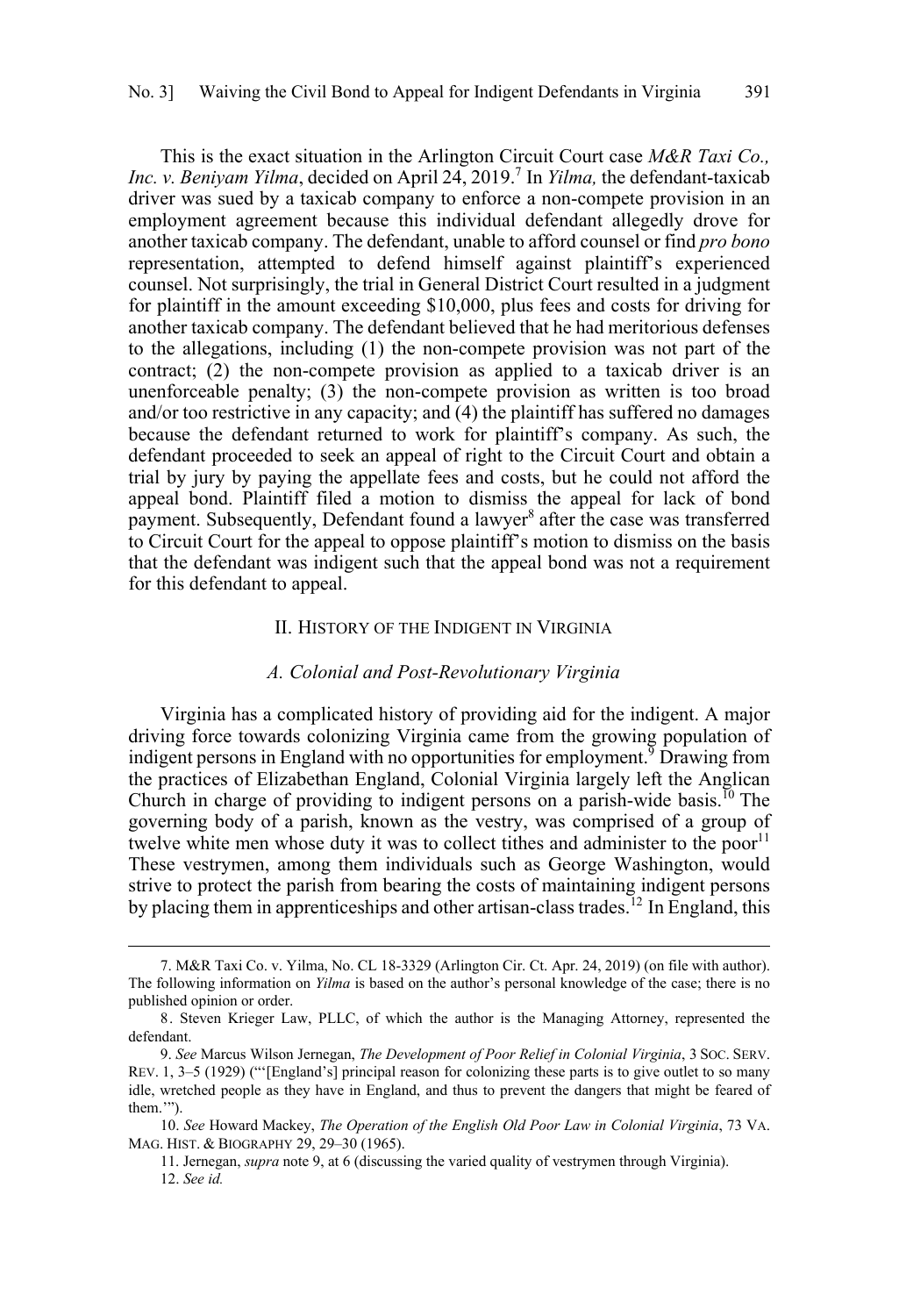This is the exact situation in the Arlington Circuit Court case *M&R Taxi Co., Inc. v. Beniyam Yilma*, decided on April 24, 2019.[7] In *Yilma,* the defendant-taxicab driver was sued by a taxicab company to enforce a non-compete provision in an employment agreement because this individual defendant allegedly drove for another taxicab company. The defendant, unable to afford counsel or find *pro bono* representation, attempted to defend himself against plaintiff's experienced counsel. Not surprisingly, the trial in General District Court resulted in a judgment for plaintiff in the amount exceeding $10,000, plus fees and costs for driving for another taxicab company. The defendant believed that he had meritorious defenses to the allegations, including (1) the non-compete provision was not part of the contract; (2) the non-compete provision as applied to a taxicab driver is an unenforceable penalty; (3) the non-compete provision as written is too broad and/or too restrictive in any capacity; and (4) the plaintiff has suffered no damages because the defendant returned to work for plaintiff's company. As such, the defendant proceeded to seek an appeal of right to the Circuit Court and obtain a trial by jury by paying the appellate fees and costs, but he could not afford the appeal bond. Plaintiff filed a motion to dismiss the appeal for lack of bond payment. Subsequently, Defendant found a lawyer[8] after the case was transferred to Circuit Court for the appeal to oppose plaintiff's motion to dismiss on the basis that the defendant was indigent such that the appeal bond was not a requirement for this defendant to appeal.

## II. History of the Indigent in Virginia

### *A. Colonial and Post-Revolutionary Virginia*

Virginia has a complicated history of providing aid for the indigent. A major driving force towards colonizing Virginia came from the growing population of indigent persons in England with no opportunities for employment.[9] Drawing from the practices of Elizabethan England, Colonial Virginia largely left the Anglican Church in charge of providing to indigent persons on a parish-wide basis.[10] The governing body of a parish, known as the vestry, was comprised of a group of twelve white men whose duty it was to collect tithes and administer to the poor[11] These vestrymen, among them individuals such as George Washington, would strive to protect the parish from bearing the costs of maintaining indigent persons by placing them in apprenticeships and other artisan-class trades.[12] In England, this

---

7. M&R Taxi Co. v. Yilma, No. CL 18-3329 (Arlington Cir. Ct. Apr. 24, 2019) (on file with author). The following information on *Yilma* is based on the author's personal knowledge of the case; there is no published opinion or order.

8. Steven Krieger Law, PLLC, of which the author is the Managing Attorney, represented the defendant.

9. *See* Marcus Wilson Jernegan, *The Development of Poor Relief in Colonial Virginia*, 3 SOC. SERV. REV. 1, 3–5 (1929) ("'[England's] principal reason for colonizing these parts is to give outlet to so many idle, wretched people as they have in England, and thus to prevent the dangers that might be feared of them.'").

10. *See* Howard Mackey, *The Operation of the English Old Poor Law in Colonial Virginia*, 73 VA. MAG. HIST. & BIOGRAPHY 29, 29–30 (1965).

11. Jernegan, *supra* note 9, at 6 (discussing the varied quality of vestrymen through Virginia).

12. *See id.*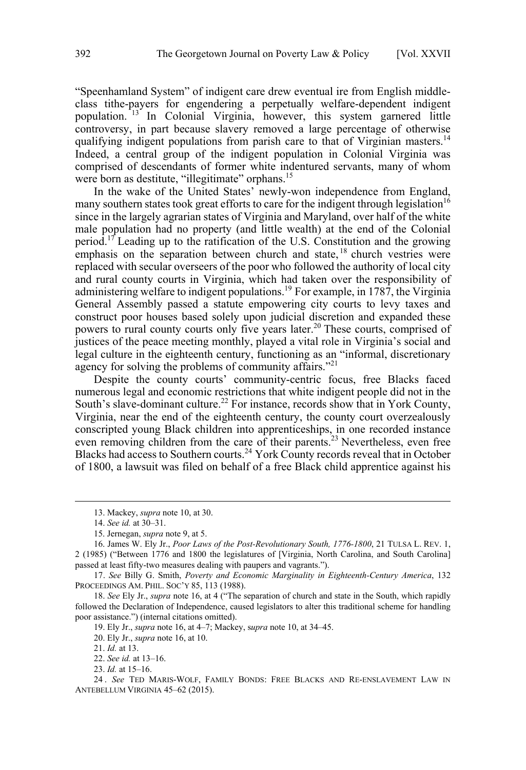"Speenhamland System" of indigent care drew eventual ire from English middle-class tithe-payers for engendering a perpetually welfare-dependent indigent population.[13] In Colonial Virginia, however, this system garnered little controversy, in part because slavery removed a large percentage of otherwise qualifying indigent populations from parish care to that of Virginian masters.[14] Indeed, a central group of the indigent population in Colonial Virginia was comprised of descendants of former white indentured servants, many of whom were born as destitute, "illegitimate" orphans.[15]

In the wake of the United States' newly-won independence from England, many southern states took great efforts to care for the indigent through legislation[16] since in the largely agrarian states of Virginia and Maryland, over half of the white male population had no property (and little wealth) at the end of the Colonial period.[17] Leading up to the ratification of the U.S. Constitution and the growing emphasis on the separation between church and state,[18] church vestries were replaced with secular overseers of the poor who followed the authority of local city and rural county courts in Virginia, which had taken over the responsibility of administering welfare to indigent populations.[19] For example, in 1787, the Virginia General Assembly passed a statute empowering city courts to levy taxes and construct poor houses based solely upon judicial discretion and expanded these powers to rural county courts only five years later.[20] These courts, comprised of justices of the peace meeting monthly, played a vital role in Virginia's social and legal culture in the eighteenth century, functioning as an "informal, discretionary agency for solving the problems of community affairs."[21]

Despite the county courts' community-centric focus, free Blacks faced numerous legal and economic restrictions that white indigent people did not in the South's slave-dominant culture.[22] For instance, records show that in York County, Virginia, near the end of the eighteenth century, the county court overzealously conscripted young Black children into apprenticeships, in one recorded instance even removing children from the care of their parents.[23] Nevertheless, even free Blacks had access to Southern courts.[24] York County records reveal that in October of 1800, a lawsuit was filed on behalf of a free Black child apprentice against his

---

13. Mackey, *supra* note 10, at 30.

14. *See id.* at 30–31.

15. Jernegan, *supra* note 9, at 5.

16. James W. Ely Jr., *Poor Laws of the Post-Revolutionary South, 1776-1800*, 21 TULSA L. REV. 1, 2 (1985) ("Between 1776 and 1800 the legislatures of [Virginia, North Carolina, and South Carolina] passed at least fifty-two measures dealing with paupers and vagrants.").

17. *See* Billy G. Smith, *Poverty and Economic Marginality in Eighteenth-Century America*, 132 PROCEEDINGS AM. PHIL. SOC'Y 85, 113 (1988).

18. *See* Ely Jr., *supra* note 16, at 4 ("The separation of church and state in the South, which rapidly followed the Declaration of Independence, caused legislators to alter this traditional scheme for handling poor assistance.") (internal citations omitted).

19. Ely Jr., *supra* note 16, at 4–7; Mackey, s*upra* note 10, at 34–45.

20. Ely Jr., *supra* note 16, at 10.

21. *Id.* at 13.

22. *See id.* at 13–16.

23. *Id.* at 15–16.

24. *See* TED MARIS-WOLF, FAMILY BONDS: FREE BLACKS AND RE-ENSLAVEMENT LAW IN ANTEBELLUM VIRGINIA 45–62 (2015).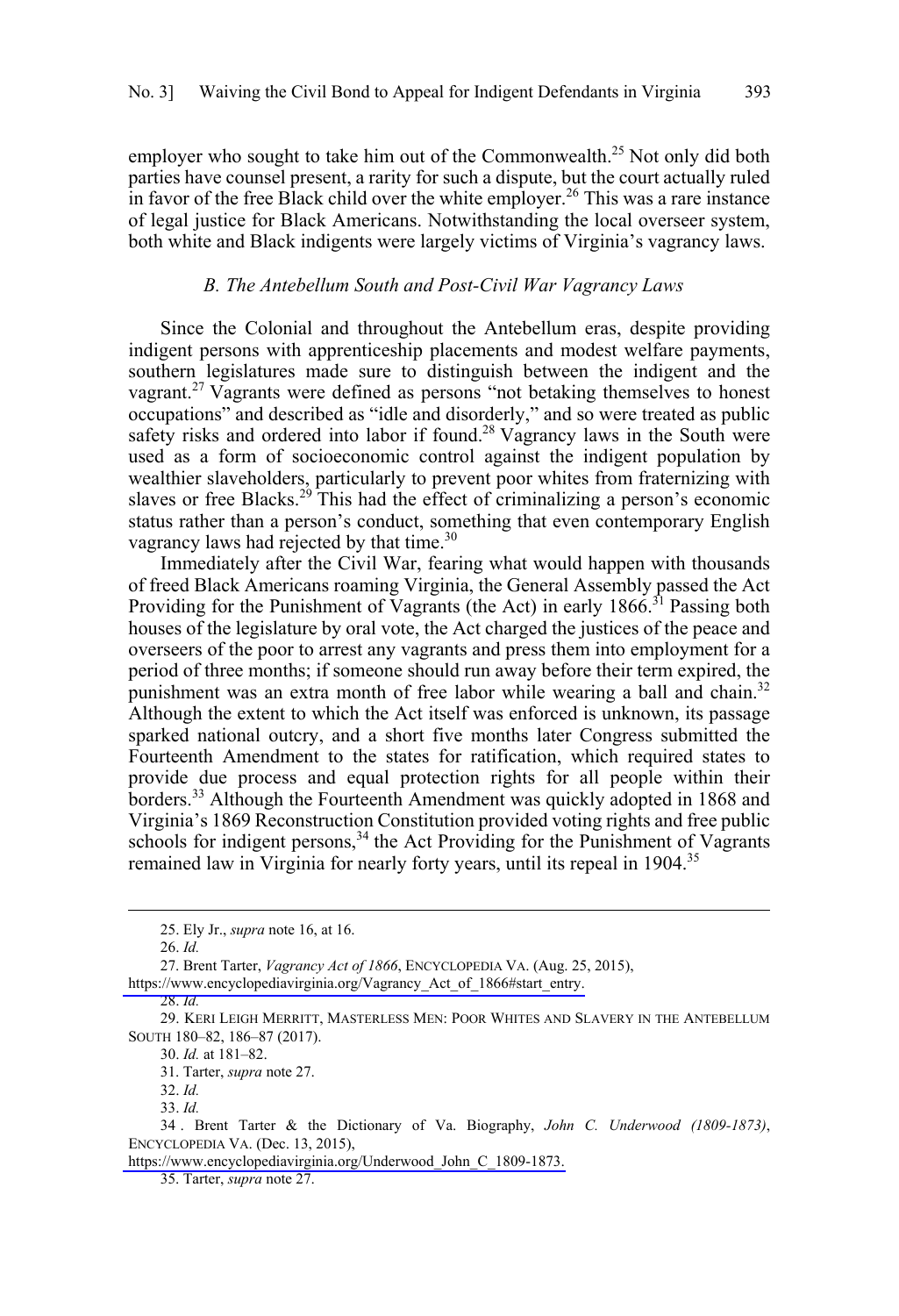employer who sought to take him out of the Commonwealth.[25] Not only did both parties have counsel present, a rarity for such a dispute, but the court actually ruled in favor of the free Black child over the white employer.[26] This was a rare instance of legal justice for Black Americans. Notwithstanding the local overseer system, both white and Black indigents were largely victims of Virginia's vagrancy laws.

### *B. The Antebellum South and Post-Civil War Vagrancy Laws*

Since the Colonial and throughout the Antebellum eras, despite providing indigent persons with apprenticeship placements and modest welfare payments, southern legislatures made sure to distinguish between the indigent and the vagrant.[27] Vagrants were defined as persons "not betaking themselves to honest occupations" and described as "idle and disorderly," and so were treated as public safety risks and ordered into labor if found.[28] Vagrancy laws in the South were used as a form of socioeconomic control against the indigent population by wealthier slaveholders, particularly to prevent poor whites from fraternizing with slaves or free Blacks.[29] This had the effect of criminalizing a person's economic status rather than a person's conduct, something that even contemporary English vagrancy laws had rejected by that time.[30]

Immediately after the Civil War, fearing what would happen with thousands of freed Black Americans roaming Virginia, the General Assembly passed the Act Providing for the Punishment of Vagrants (the Act) in early 1866.[31] Passing both houses of the legislature by oral vote, the Act charged the justices of the peace and overseers of the poor to arrest any vagrants and press them into employment for a period of three months; if someone should run away before their term expired, the punishment was an extra month of free labor while wearing a ball and chain.[32] Although the extent to which the Act itself was enforced is unknown, its passage sparked national outcry, and a short five months later Congress submitted the Fourteenth Amendment to the states for ratification, which required states to provide due process and equal protection rights for all people within their borders.[33] Although the Fourteenth Amendment was quickly adopted in 1868 and Virginia's 1869 Reconstruction Constitution provided voting rights and free public schools for indigent persons,[34] the Act Providing for the Punishment of Vagrants remained law in Virginia for nearly forty years, until its repeal in 1904.[35]

---

25. Ely Jr., *supra* note 16, at 16.

26. *Id.*

27. Brent Tarter, *Vagrancy Act of 1866*, ENCYCLOPEDIA VA. (Aug. 25, 2015), https://www.encyclopediavirginia.org/Vagrancy_Act_of_1866#start_entry.

28. *Id.*

29. KERI LEIGH MERRITT, MASTERLESS MEN: POOR WHITES AND SLAVERY IN THE ANTEBELLUM SOUTH 180–82, 186–87 (2017).

30. *Id.* at 181–82.

31. Tarter, *supra* note 27.

32. *Id.*

33. *Id.*

34. Brent Tarter & the Dictionary of Va. Biography, *John C. Underwood (1809-1873)*, ENCYCLOPEDIA VA. (Dec. 13, 2015), https://www.encyclopediavirginia.org/Underwood_John_C_1809-1873.

35. Tarter, *supra* note 27.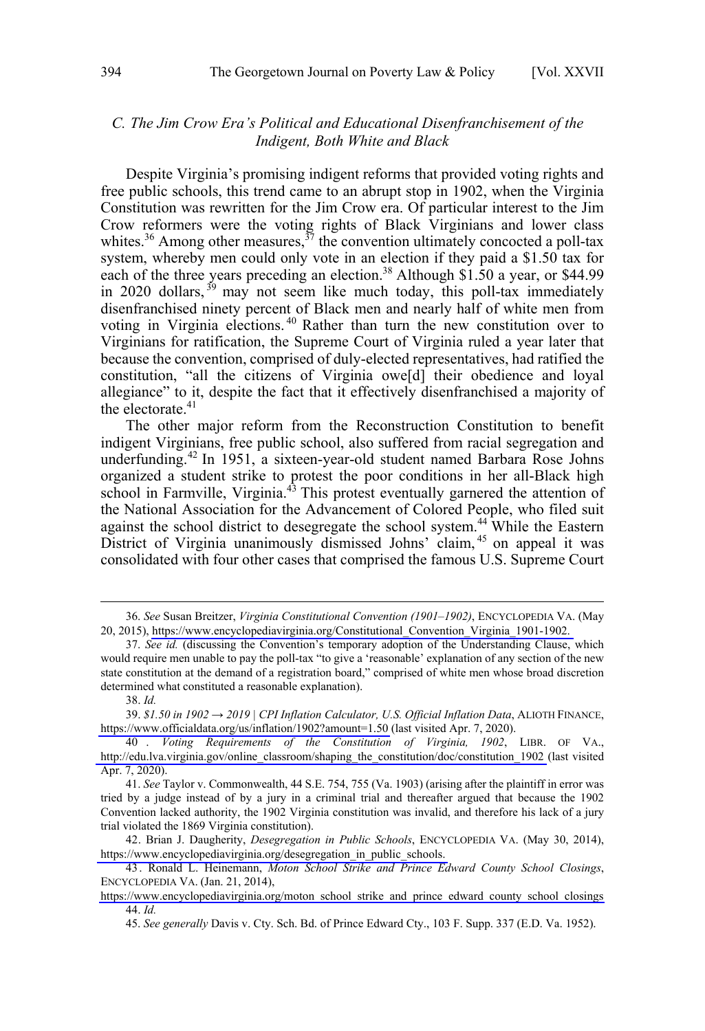### C. The Jim Crow Era's Political and Educational Disenfranchisement of the Indigent, Both White and Black

Despite Virginia's promising indigent reforms that provided voting rights and free public schools, this trend came to an abrupt stop in 1902, when the Virginia Constitution was rewritten for the Jim Crow era. Of particular interest to the Jim Crow reformers were the voting rights of Black Virginians and lower class whites.[36] Among other measures,[37] the convention ultimately concocted a poll-tax system, whereby men could only vote in an election if they paid a $1.50 tax for each of the three years preceding an election.[38] Although $1.50 a year, or $44.99 in 2020 dollars,[39] may not seem like much today, this poll-tax immediately disenfranchised ninety percent of Black men and nearly half of white men from voting in Virginia elections.[40] Rather than turn the new constitution over to Virginians for ratification, the Supreme Court of Virginia ruled a year later that because the convention, comprised of duly-elected representatives, had ratified the constitution, "all the citizens of Virginia owe[d] their obedience and loyal allegiance" to it, despite the fact that it effectively disenfranchised a majority of the electorate.[41]

The other major reform from the Reconstruction Constitution to benefit indigent Virginians, free public school, also suffered from racial segregation and underfunding.[42] In 1951, a sixteen-year-old student named Barbara Rose Johns organized a student strike to protest the poor conditions in her all-Black high school in Farmville, Virginia.[43] This protest eventually garnered the attention of the National Association for the Advancement of Colored People, who filed suit against the school district to desegregate the school system.[44] While the Eastern District of Virginia unanimously dismissed Johns' claim,[45] on appeal it was consolidated with four other cases that comprised the famous U.S. Supreme Court

---

36. *See* Susan Breitzer, *Virginia Constitutional Convention (1901–1902)*, ENCYCLOPEDIA VA. (May 20, 2015), https://www.encyclopediavirginia.org/Constitutional_Convention_Virginia_1901-1902.

37. *See id.* (discussing the Convention's temporary adoption of the Understanding Clause, which would require men unable to pay the poll-tax "to give a 'reasonable' explanation of any section of the new state constitution at the demand of a registration board," comprised of white men whose broad discretion determined what constituted a reasonable explanation).

38. *Id.*

39. *$1.50 in 1902 → 2019 | CPI Inflation Calculator, U.S. Official Inflation Data*, ALIOTH FINANCE, https://www.officialdata.org/us/inflation/1902?amount=1.50 (last visited Apr. 7, 2020).

40. *Voting Requirements of the Constitution of Virginia, 1902*, LIBR. OF VA., http://edu.lva.virginia.gov/online_classroom/shaping_the_constitution/doc/constitution_1902 (last visited Apr. 7, 2020).

41. *See* Taylor v. Commonwealth, 44 S.E. 754, 755 (Va. 1903) (arising after the plaintiff in error was tried by a judge instead of by a jury in a criminal trial and thereafter argued that because the 1902 Convention lacked authority, the 1902 Virginia constitution was invalid, and therefore his lack of a jury trial violated the 1869 Virginia constitution).

42. Brian J. Daugherity, *Desegregation in Public Schools*, ENCYCLOPEDIA VA. (May 30, 2014), https://www.encyclopediavirginia.org/desegregation_in_public_schools.

43. Ronald L. Heinemann, *Moton School Strike and Prince Edward County School Closings*, ENCYCLOPEDIA VA. (Jan. 21, 2014), https://www.encyclopediavirginia.org/moton_school_strike_and_prince_edward_county_school_closings

44. *Id.*

45. *See generally* Davis v. Cty. Sch. Bd. of Prince Edward Cty., 103 F. Supp. 337 (E.D. Va. 1952).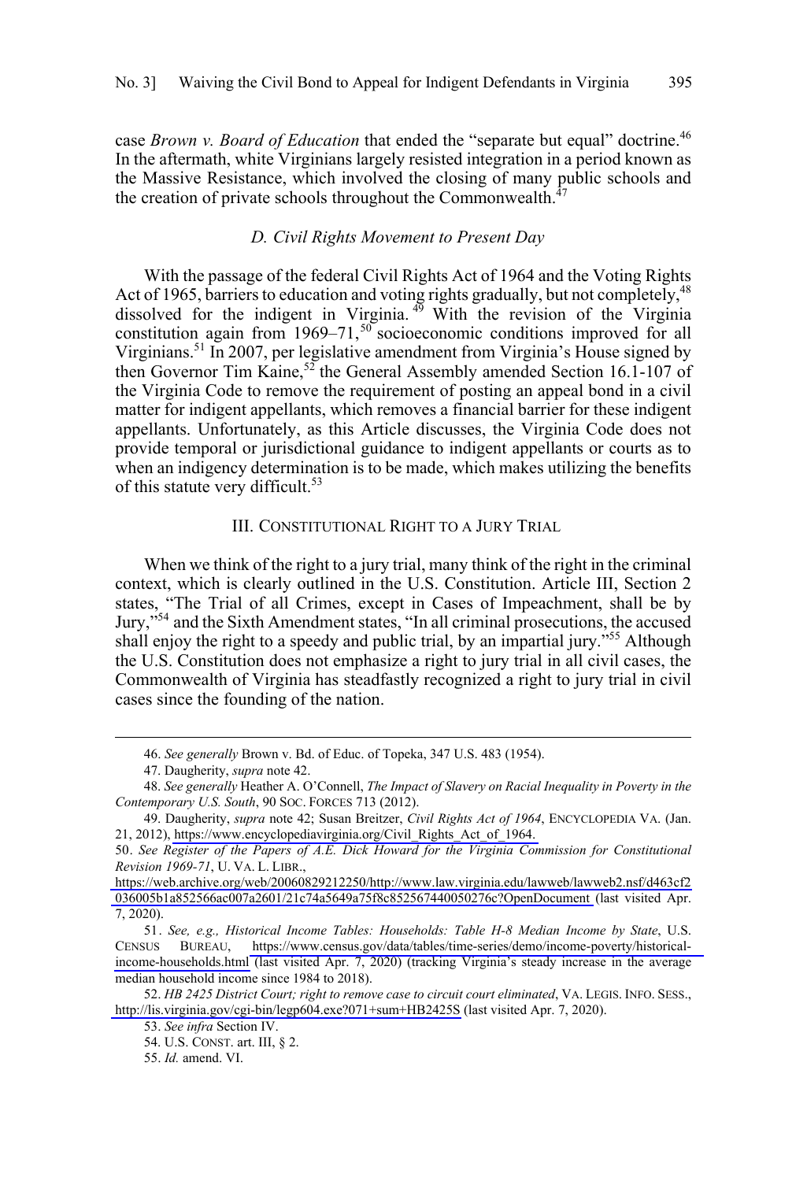case *Brown v. Board of Education* that ended the "separate but equal" doctrine.[46] In the aftermath, white Virginians largely resisted integration in a period known as the Massive Resistance, which involved the closing of many public schools and the creation of private schools throughout the Commonwealth.[47]

### *D. Civil Rights Movement to Present Day*

With the passage of the federal Civil Rights Act of 1964 and the Voting Rights Act of 1965, barriers to education and voting rights gradually, but not completely,[48] dissolved for the indigent in Virginia.[49] With the revision of the Virginia constitution again from 1969–71,[50] socioeconomic conditions improved for all Virginians.[51] In 2007, per legislative amendment from Virginia's House signed by then Governor Tim Kaine,[52] the General Assembly amended Section 16.1-107 of the Virginia Code to remove the requirement of posting an appeal bond in a civil matter for indigent appellants, which removes a financial barrier for these indigent appellants. Unfortunately, as this Article discusses, the Virginia Code does not provide temporal or jurisdictional guidance to indigent appellants or courts as to when an indigency determination is to be made, which makes utilizing the benefits of this statute very difficult.[53]

## III. CONSTITUTIONAL RIGHT TO A JURY TRIAL

When we think of the right to a jury trial, many think of the right in the criminal context, which is clearly outlined in the U.S. Constitution. Article III, Section 2 states, "The Trial of all Crimes, except in Cases of Impeachment, shall be by Jury,"[54] and the Sixth Amendment states, "In all criminal prosecutions, the accused shall enjoy the right to a speedy and public trial, by an impartial jury."[55] Although the U.S. Constitution does not emphasize a right to jury trial in all civil cases, the Commonwealth of Virginia has steadfastly recognized a right to jury trial in civil cases since the founding of the nation.

---

46. *See generally* Brown v. Bd. of Educ. of Topeka, 347 U.S. 483 (1954).

47. Daugherity, *supra* note 42.

48. *See generally* Heather A. O'Connell, *The Impact of Slavery on Racial Inequality in Poverty in the Contemporary U.S. South*, 90 SOC. FORCES 713 (2012).

49. Daugherity, *supra* note 42; Susan Breitzer, *Civil Rights Act of 1964*, ENCYCLOPEDIA VA. (Jan. 21, 2012), https://www.encyclopediavirginia.org/Civil_Rights_Act_of_1964.

50. *See Register of the Papers of A.E. Dick Howard for the Virginia Commission for Constitutional Revision 1969-71*, U. VA. L. LIBR., https://web.archive.org/web/20060829212250/http://www.law.virginia.edu/lawweb/lawweb2.nsf/d463cf2036005b1a852566ac007a2601/21c74a5649a75f8c852567440050276c?OpenDocument (last visited Apr. 7, 2020).

51. *See, e.g., Historical Income Tables: Households: Table H-8 Median Income by State*, U.S. CENSUS BUREAU, https://www.census.gov/data/tables/time-series/demo/income-poverty/historical-income-households.html (last visited Apr. 7, 2020) (tracking Virginia's steady increase in the average median household income since 1984 to 2018).

52. *HB 2425 District Court; right to remove case to circuit court eliminated*, VA. LEGIS. INFO. SESS., http://lis.virginia.gov/cgi-bin/legp604.exe?071+sum+HB2425S (last visited Apr. 7, 2020).

53. *See infra* Section IV.

54. U.S. CONST. art. III, § 2.

55. *Id.* amend. VI.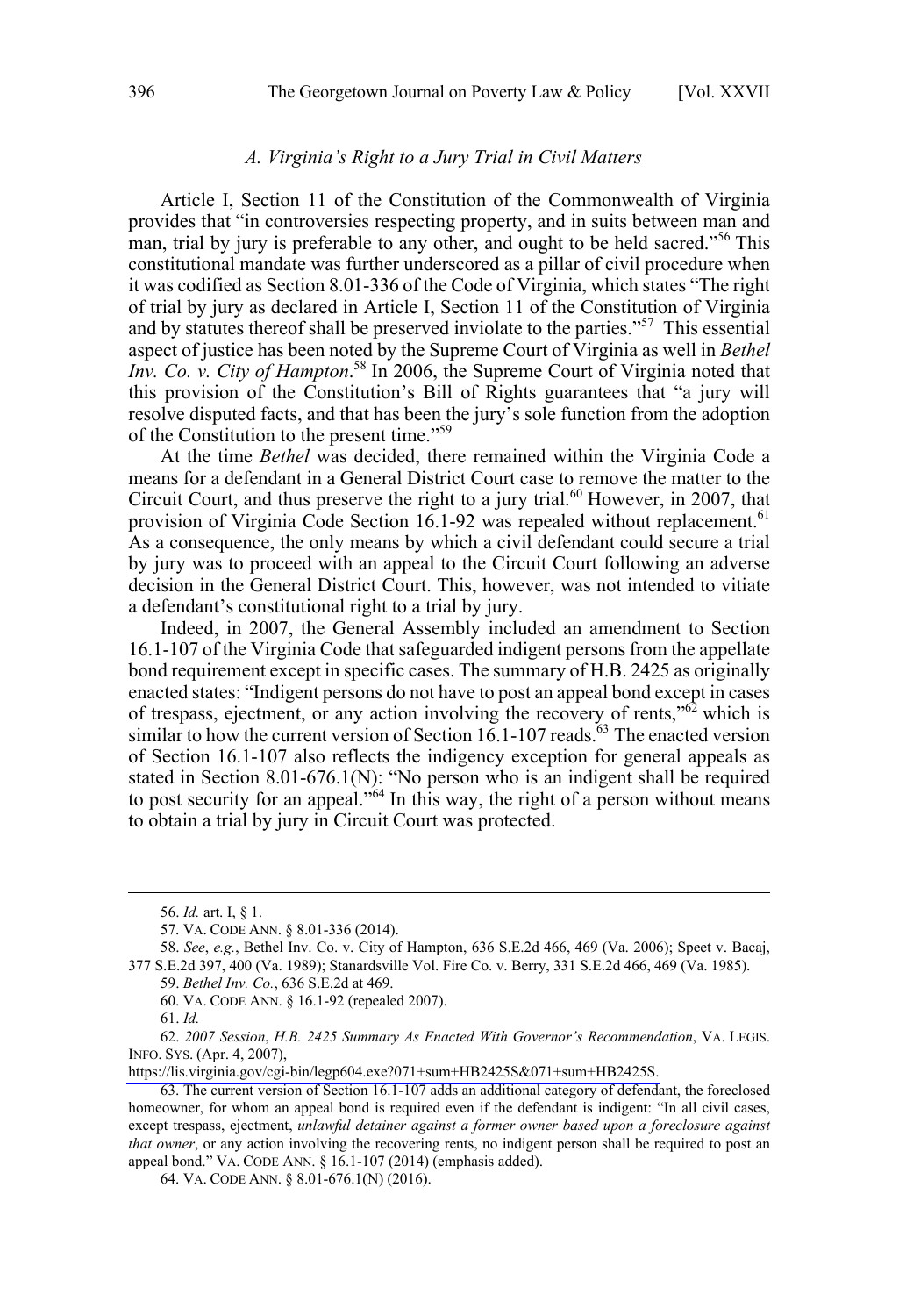### *A. Virginia's Right to a Jury Trial in Civil Matters*

Article I, Section 11 of the Constitution of the Commonwealth of Virginia provides that "in controversies respecting property, and in suits between man and man, trial by jury is preferable to any other, and ought to be held sacred."[56] This constitutional mandate was further underscored as a pillar of civil procedure when it was codified as Section 8.01-336 of the Code of Virginia, which states "The right of trial by jury as declared in Article I, Section 11 of the Constitution of Virginia and by statutes thereof shall be preserved inviolate to the parties."[57] This essential aspect of justice has been noted by the Supreme Court of Virginia as well in *Bethel Inv. Co. v. City of Hampton*.[58] In 2006, the Supreme Court of Virginia noted that this provision of the Constitution's Bill of Rights guarantees that "a jury will resolve disputed facts, and that has been the jury's sole function from the adoption of the Constitution to the present time."[59]

At the time *Bethel* was decided, there remained within the Virginia Code a means for a defendant in a General District Court case to remove the matter to the Circuit Court, and thus preserve the right to a jury trial.[60] However, in 2007, that provision of Virginia Code Section 16.1-92 was repealed without replacement.[61] As a consequence, the only means by which a civil defendant could secure a trial by jury was to proceed with an appeal to the Circuit Court following an adverse decision in the General District Court. This, however, was not intended to vitiate a defendant's constitutional right to a trial by jury.

Indeed, in 2007, the General Assembly included an amendment to Section 16.1-107 of the Virginia Code that safeguarded indigent persons from the appellate bond requirement except in specific cases. The summary of H.B. 2425 as originally enacted states: "Indigent persons do not have to post an appeal bond except in cases of trespass, ejectment, or any action involving the recovery of rents,"[62] which is similar to how the current version of Section 16.1-107 reads.[63] The enacted version of Section 16.1-107 also reflects the indigency exception for general appeals as stated in Section 8.01-676.1(N): "No person who is an indigent shall be required to post security for an appeal."[64] In this way, the right of a person without means to obtain a trial by jury in Circuit Court was protected.

---

56. *Id.* art. I, § 1.

57. VA. CODE ANN. § 8.01-336 (2014).

58. *See*, *e.g.*, Bethel Inv. Co. v. City of Hampton, 636 S.E.2d 466, 469 (Va. 2006); Speet v. Bacaj, 377 S.E.2d 397, 400 (Va. 1989); Stanardsville Vol. Fire Co. v. Berry, 331 S.E.2d 466, 469 (Va. 1985).

59. *Bethel Inv. Co.*, 636 S.E.2d at 469.

60. VA. CODE ANN. § 16.1-92 (repealed 2007).

61. *Id.*

62. *2007 Session*, *H.B. 2425 Summary As Enacted With Governor's Recommendation*, VA. LEGIS. INFO. SYS. (Apr. 4, 2007), https://lis.virginia.gov/cgi-bin/legp604.exe?071+sum+HB2425S&071+sum+HB2425S.

63. The current version of Section 16.1-107 adds an additional category of defendant, the foreclosed homeowner, for whom an appeal bond is required even if the defendant is indigent: "In all civil cases, except trespass, ejectment, *unlawful detainer against a former owner based upon a foreclosure against that owner*, or any action involving the recovering rents, no indigent person shall be required to post an appeal bond." VA. CODE ANN. § 16.1-107 (2014) (emphasis added).

64. VA. CODE ANN. § 8.01-676.1(N) (2016).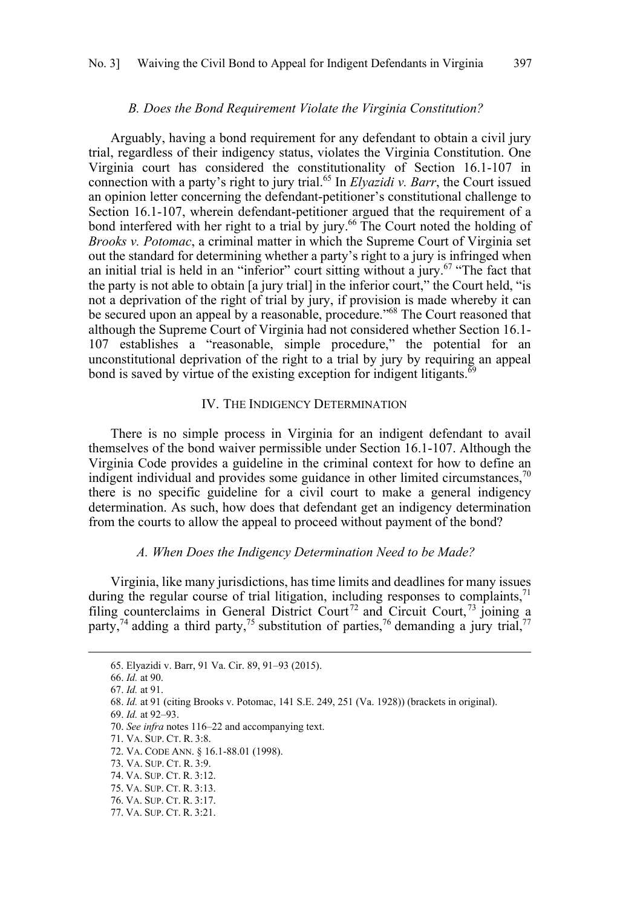### *B. Does the Bond Requirement Violate the Virginia Constitution?*

Arguably, having a bond requirement for any defendant to obtain a civil jury trial, regardless of their indigency status, violates the Virginia Constitution. One Virginia court has considered the constitutionality of Section 16.1-107 in connection with a party's right to jury trial.[65] In *Elyazidi v. Barr*, the Court issued an opinion letter concerning the defendant-petitioner's constitutional challenge to Section 16.1-107, wherein defendant-petitioner argued that the requirement of a bond interfered with her right to a trial by jury.[66] The Court noted the holding of *Brooks v. Potomac*, a criminal matter in which the Supreme Court of Virginia set out the standard for determining whether a party's right to a jury is infringed when an initial trial is held in an "inferior" court sitting without a jury.[67] "The fact that the party is not able to obtain [a jury trial] in the inferior court," the Court held, "is not a deprivation of the right of trial by jury, if provision is made whereby it can be secured upon an appeal by a reasonable, procedure."[68] The Court reasoned that although the Supreme Court of Virginia had not considered whether Section 16.1-107 establishes a "reasonable, simple procedure," the potential for an unconstitutional deprivation of the right to a trial by jury by requiring an appeal bond is saved by virtue of the existing exception for indigent litigants.[69]

## IV. THE INDIGENCY DETERMINATION

There is no simple process in Virginia for an indigent defendant to avail themselves of the bond waiver permissible under Section 16.1-107. Although the Virginia Code provides a guideline in the criminal context for how to define an indigent individual and provides some guidance in other limited circumstances,[70] there is no specific guideline for a civil court to make a general indigency determination. As such, how does that defendant get an indigency determination from the courts to allow the appeal to proceed without payment of the bond?

### *A. When Does the Indigency Determination Need to be Made?*

Virginia, like many jurisdictions, has time limits and deadlines for many issues during the regular course of trial litigation, including responses to complaints,[71] filing counterclaims in General District Court[72] and Circuit Court,[73] joining a party,[74] adding a third party,[75] substitution of parties,[76] demanding a jury trial,[77]

---

65. Elyazidi v. Barr, 91 Va. Cir. 89, 91–93 (2015).

66. *Id.* at 90.

67. *Id.* at 91.

68. *Id.* at 91 (citing Brooks v. Potomac, 141 S.E. 249, 251 (Va. 1928)) (brackets in original).

69. *Id.* at 92–93.

70. *See infra* notes 116–22 and accompanying text.

71. VA. SUP. CT. R. 3:8.

72. VA. CODE ANN. § 16.1-88.01 (1998).

73. VA. SUP. CT. R. 3:9.

74. VA. SUP. CT. R. 3:12.

75. VA. SUP. CT. R. 3:13.

76. VA. SUP. CT. R. 3:17.

77. VA. SUP. CT. R. 3:21.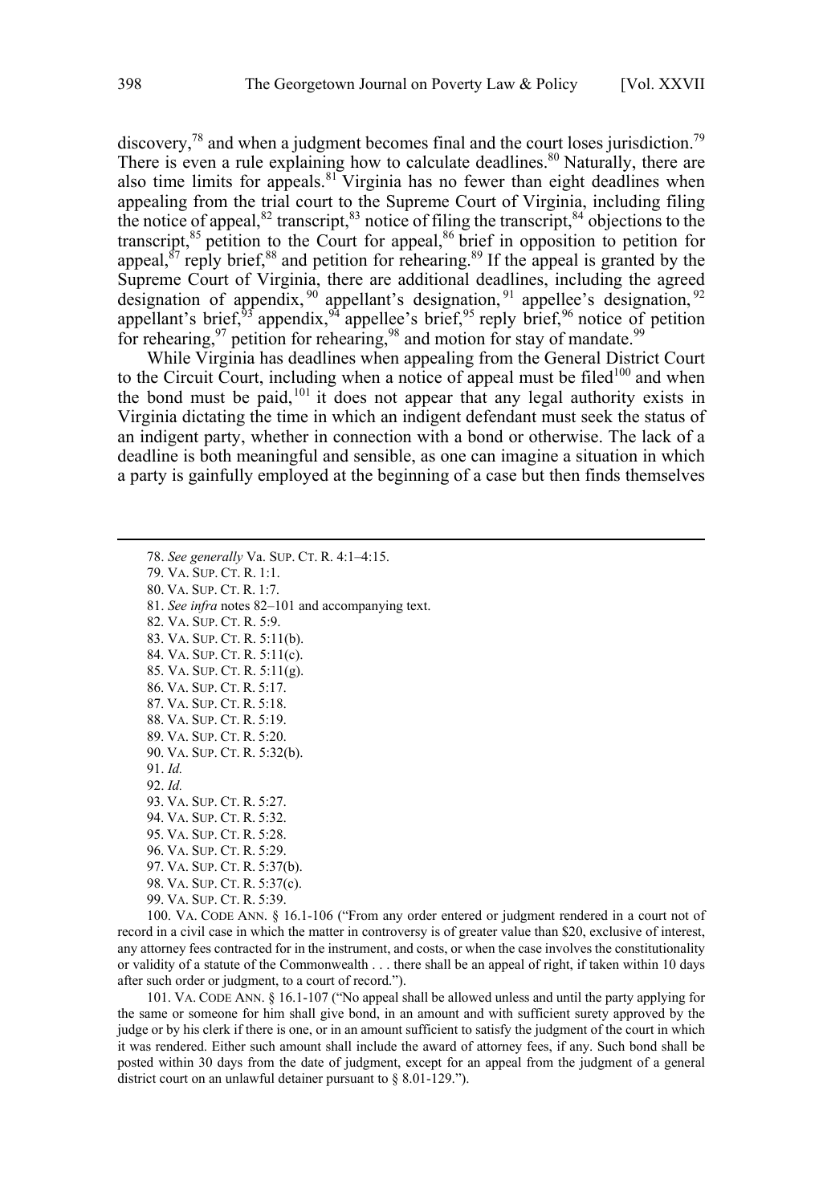discovery,[78] and when a judgment becomes final and the court loses jurisdiction.[79] There is even a rule explaining how to calculate deadlines.[80] Naturally, there are also time limits for appeals.[81] Virginia has no fewer than eight deadlines when appealing from the trial court to the Supreme Court of Virginia, including filing the notice of appeal,[82] transcript,[83] notice of filing the transcript,[84] objections to the transcript,[85] petition to the Court for appeal,[86] brief in opposition to petition for appeal,[87] reply brief,[88] and petition for rehearing.[89] If the appeal is granted by the Supreme Court of Virginia, there are additional deadlines, including the agreed designation of appendix,[90] appellant's designation,[91] appellee's designation,[92] appellant's brief,[93] appendix,[94] appellee's brief,[95] reply brief,[96] notice of petition for rehearing,[97] petition for rehearing,[98] and motion for stay of mandate.[99]

While Virginia has deadlines when appealing from the General District Court to the Circuit Court, including when a notice of appeal must be filed[100] and when the bond must be paid,[101] it does not appear that any legal authority exists in Virginia dictating the time in which an indigent defendant must seek the status of an indigent party, whether in connection with a bond or otherwise. The lack of a deadline is both meaningful and sensible, as one can imagine a situation in which a party is gainfully employed at the beginning of a case but then finds themselves

---

78. *See generally* VA. SUP. CT. R. 4:1–4:15.

79. VA. SUP. CT. R. 1:1.

80. VA. SUP. CT. R. 1:7.

81. *See infra* notes 82–101 and accompanying text.

82. VA. SUP. CT. R. 5:9.

83. VA. SUP. CT. R. 5:11(b).

84. VA. SUP. CT. R. 5:11(c).

85. VA. SUP. CT. R. 5:11(g).

86. VA. SUP. CT. R. 5:17.

87. VA. SUP. CT. R. 5:18.

88. VA. SUP. CT. R. 5:19.

89. VA. SUP. CT. R. 5:20.

90. VA. SUP. CT. R. 5:32(b).

91. *Id.*

92. *Id.*

93. VA. SUP. CT. R. 5:27.

94. VA. SUP. CT. R. 5:32.

95. VA. SUP. CT. R. 5:28.

96. VA. SUP. CT. R. 5:29.

97. VA. SUP. CT. R. 5:37(b).

98. VA. SUP. CT. R. 5:37(c).

99. VA. SUP. CT. R. 5:39.

100. VA. CODE ANN. § 16.1-106 ("From any order entered or judgment rendered in a court not of record in a civil case in which the matter in controversy is of greater value than $20, exclusive of interest, any attorney fees contracted for in the instrument, and costs, or when the case involves the constitutionality or validity of a statute of the Commonwealth . . . there shall be an appeal of right, if taken within 10 days after such order or judgment, to a court of record.").

101. VA. CODE ANN. § 16.1-107 ("No appeal shall be allowed unless and until the party applying for the same or someone for him shall give bond, in an amount and with sufficient surety approved by the judge or by his clerk if there is one, or in an amount sufficient to satisfy the judgment of the court in which it was rendered. Either such amount shall include the award of attorney fees, if any. Such bond shall be posted within 30 days from the date of judgment, except for an appeal from the judgment of a general district court on an unlawful detainer pursuant to § 8.01-129.").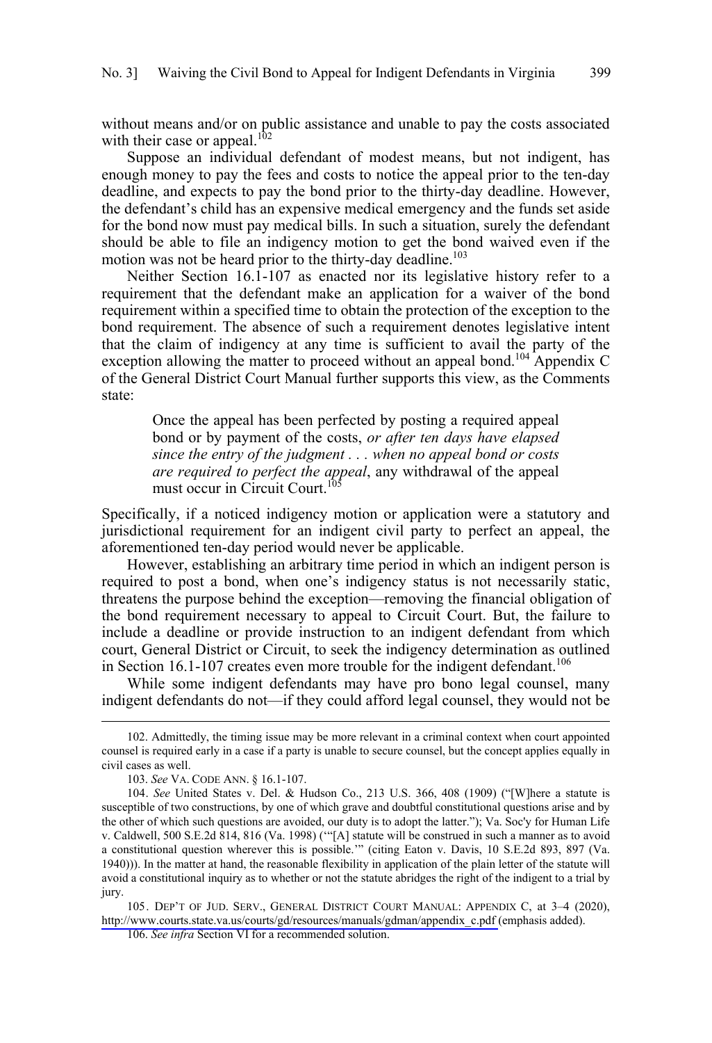without means and/or on public assistance and unable to pay the costs associated with their case or appeal.[102]

Suppose an individual defendant of modest means, but not indigent, has enough money to pay the fees and costs to notice the appeal prior to the ten-day deadline, and expects to pay the bond prior to the thirty-day deadline. However, the defendant's child has an expensive medical emergency and the funds set aside for the bond now must pay medical bills. In such a situation, surely the defendant should be able to file an indigency motion to get the bond waived even if the motion was not be heard prior to the thirty-day deadline.[103]

Neither Section 16.1-107 as enacted nor its legislative history refer to a requirement that the defendant make an application for a waiver of the bond requirement within a specified time to obtain the protection of the exception to the bond requirement. The absence of such a requirement denotes legislative intent that the claim of indigency at any time is sufficient to avail the party of the exception allowing the matter to proceed without an appeal bond.[104] Appendix C of the General District Court Manual further supports this view, as the Comments state:

> Once the appeal has been perfected by posting a required appeal bond or by payment of the costs, *or after ten days have elapsed since the entry of the judgment . . . when no appeal bond or costs are required to perfect the appeal*, any withdrawal of the appeal must occur in Circuit Court.[105]

Specifically, if a noticed indigency motion or application were a statutory and jurisdictional requirement for an indigent civil party to perfect an appeal, the aforementioned ten-day period would never be applicable.

However, establishing an arbitrary time period in which an indigent person is required to post a bond, when one's indigency status is not necessarily static, threatens the purpose behind the exception—removing the financial obligation of the bond requirement necessary to appeal to Circuit Court. But, the failure to include a deadline or provide instruction to an indigent defendant from which court, General District or Circuit, to seek the indigency determination as outlined in Section 16.1-107 creates even more trouble for the indigent defendant.[106]

While some indigent defendants may have pro bono legal counsel, many indigent defendants do not—if they could afford legal counsel, they would not be

---

102. Admittedly, the timing issue may be more relevant in a criminal context when court appointed counsel is required early in a case if a party is unable to secure counsel, but the concept applies equally in civil cases as well.

103. *See* VA. CODE ANN. § 16.1-107.

104. *See* United States v. Del. & Hudson Co., 213 U.S. 366, 408 (1909) ("[W]here a statute is susceptible of two constructions, by one of which grave and doubtful constitutional questions arise and by the other of which such questions are avoided, our duty is to adopt the latter."); Va. Soc'y for Human Life v. Caldwell, 500 S.E.2d 814, 816 (Va. 1998) ('"[A] statute will be construed in such a manner as to avoid a constitutional question wherever this is possible.'" (citing Eaton v. Davis, 10 S.E.2d 893, 897 (Va. 1940))). In the matter at hand, the reasonable flexibility in application of the plain letter of the statute will avoid a constitutional inquiry as to whether or not the statute abridges the right of the indigent to a trial by jury.

105. DEP'T OF JUD. SERV., GENERAL DISTRICT COURT MANUAL: APPENDIX C, at 3–4 (2020), http://www.courts.state.va.us/courts/gd/resources/manuals/gdman/appendix_c.pdf (emphasis added).

106. *See infra* Section VI for a recommended solution.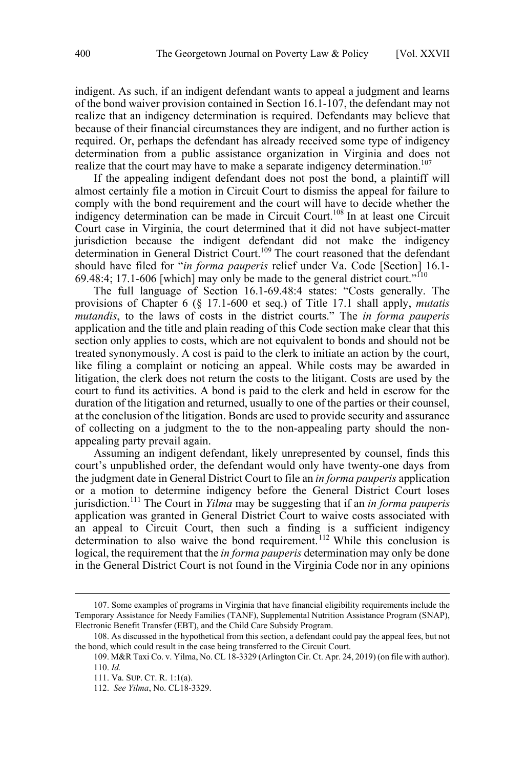indigent. As such, if an indigent defendant wants to appeal a judgment and learns of the bond waiver provision contained in Section 16.1-107, the defendant may not realize that an indigency determination is required. Defendants may believe that because of their financial circumstances they are indigent, and no further action is required. Or, perhaps the defendant has already received some type of indigency determination from a public assistance organization in Virginia and does not realize that the court may have to make a separate indigency determination.[107]

If the appealing indigent defendant does not post the bond, a plaintiff will almost certainly file a motion in Circuit Court to dismiss the appeal for failure to comply with the bond requirement and the court will have to decide whether the indigency determination can be made in Circuit Court.[108] In at least one Circuit Court case in Virginia, the court determined that it did not have subject-matter jurisdiction because the indigent defendant did not make the indigency determination in General District Court.[109] The court reasoned that the defendant should have filed for "*in forma pauperis* relief under Va. Code [Section] 16.1-69.48:4; 17.1-606 [which] may only be made to the general district court."[110]

The full language of Section 16.1-69.48:4 states: "Costs generally. The provisions of Chapter 6 (§ 17.1-600 et seq.) of Title 17.1 shall apply, *mutatis mutandis*, to the laws of costs in the district courts." The *in forma pauperis* application and the title and plain reading of this Code section make clear that this section only applies to costs, which are not equivalent to bonds and should not be treated synonymously. A cost is paid to the clerk to initiate an action by the court, like filing a complaint or noticing an appeal. While costs may be awarded in litigation, the clerk does not return the costs to the litigant. Costs are used by the court to fund its activities. A bond is paid to the clerk and held in escrow for the duration of the litigation and returned, usually to one of the parties or their counsel, at the conclusion of the litigation. Bonds are used to provide security and assurance of collecting on a judgment to the to the non-appealing party should the non-appealing party prevail again.

Assuming an indigent defendant, likely unrepresented by counsel, finds this court's unpublished order, the defendant would only have twenty-one days from the judgment date in General District Court to file an *in forma pauperis* application or a motion to determine indigency before the General District Court loses jurisdiction.[111] The Court in *Yilma* may be suggesting that if an *in forma pauperis* application was granted in General District Court to waive costs associated with an appeal to Circuit Court, then such a finding is a sufficient indigency determination to also waive the bond requirement.[112] While this conclusion is logical, the requirement that the *in forma pauperis* determination may only be done in the General District Court is not found in the Virginia Code nor in any opinions

---

107. Some examples of programs in Virginia that have financial eligibility requirements include the Temporary Assistance for Needy Families (TANF), Supplemental Nutrition Assistance Program (SNAP), Electronic Benefit Transfer (EBT), and the Child Care Subsidy Program.

108. As discussed in the hypothetical from this section, a defendant could pay the appeal fees, but not the bond, which could result in the case being transferred to the Circuit Court.

109. M&R Taxi Co. v. Yilma, No. CL 18-3329 (Arlington Cir. Ct. Apr. 24, 2019) (on file with author).

110. *Id.*

111. Va. SUP. CT. R. 1:1(a).

112. *See Yilma*, No. CL18-3329.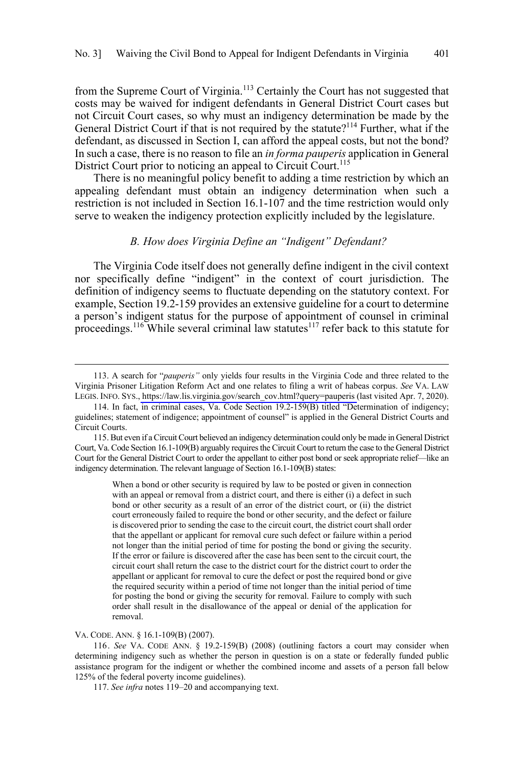from the Supreme Court of Virginia.[113] Certainly the Court has not suggested that costs may be waived for indigent defendants in General District Court cases but not Circuit Court cases, so why must an indigency determination be made by the General District Court if that is not required by the statute?[114] Further, what if the defendant, as discussed in Section I, can afford the appeal costs, but not the bond? In such a case, there is no reason to file an *in forma pauperis* application in General District Court prior to noticing an appeal to Circuit Court.[115]

There is no meaningful policy benefit to adding a time restriction by which an appealing defendant must obtain an indigency determination when such a restriction is not included in Section 16.1-107 and the time restriction would only serve to weaken the indigency protection explicitly included by the legislature.

### *B. How does Virginia Define an "Indigent" Defendant?*

The Virginia Code itself does not generally define indigent in the civil context nor specifically define "indigent" in the context of court jurisdiction. The definition of indigency seems to fluctuate depending on the statutory context. For example, Section 19.2-159 provides an extensive guideline for a court to determine a person's indigent status for the purpose of appointment of counsel in criminal proceedings.[116] While several criminal law statutes[117] refer back to this statute for

---

113. A search for "*pauperis"* only yields four results in the Virginia Code and three related to the Virginia Prisoner Litigation Reform Act and one relates to filing a writ of habeas corpus. *See* VA. LAW LEGIS. INFO. SYS., https://law.lis.virginia.gov/search_cov.html?query=pauperis (last visited Apr. 7, 2020).

114. In fact, in criminal cases, Va. Code Section 19.2-159(B) titled "Determination of indigency; guidelines; statement of indigence; appointment of counsel" is applied in the General District Courts and Circuit Courts.

115. But even if a Circuit Court believed an indigency determination could only be made in General District Court, Va. Code Section 16.1-109(B) arguably requires the Circuit Court to return the case to the General District Court for the General District Court to order the appellant to either post bond or seek appropriate relief—like an indigency determination. The relevant language of Section 16.1-109(B) states:

> When a bond or other security is required by law to be posted or given in connection with an appeal or removal from a district court, and there is either (i) a defect in such bond or other security as a result of an error of the district court, or (ii) the district court erroneously failed to require the bond or other security, and the defect or failure is discovered prior to sending the case to the circuit court, the district court shall order that the appellant or applicant for removal cure such defect or failure within a period not longer than the initial period of time for posting the bond or giving the security. If the error or failure is discovered after the case has been sent to the circuit court, the circuit court shall return the case to the district court for the district court to order the appellant or applicant for removal to cure the defect or post the required bond or give the required security within a period of time not longer than the initial period of time for posting the bond or giving the security for removal. Failure to comply with such order shall result in the disallowance of the appeal or denial of the application for removal.

VA. CODE. ANN. § 16.1-109(B) (2007).

116. *See* VA. CODE ANN. § 19.2-159(B) (2008) (outlining factors a court may consider when determining indigency such as whether the person in question is on a state or federally funded public assistance program for the indigent or whether the combined income and assets of a person fall below 125% of the federal poverty income guidelines).

117. *See infra* notes 119–20 and accompanying text.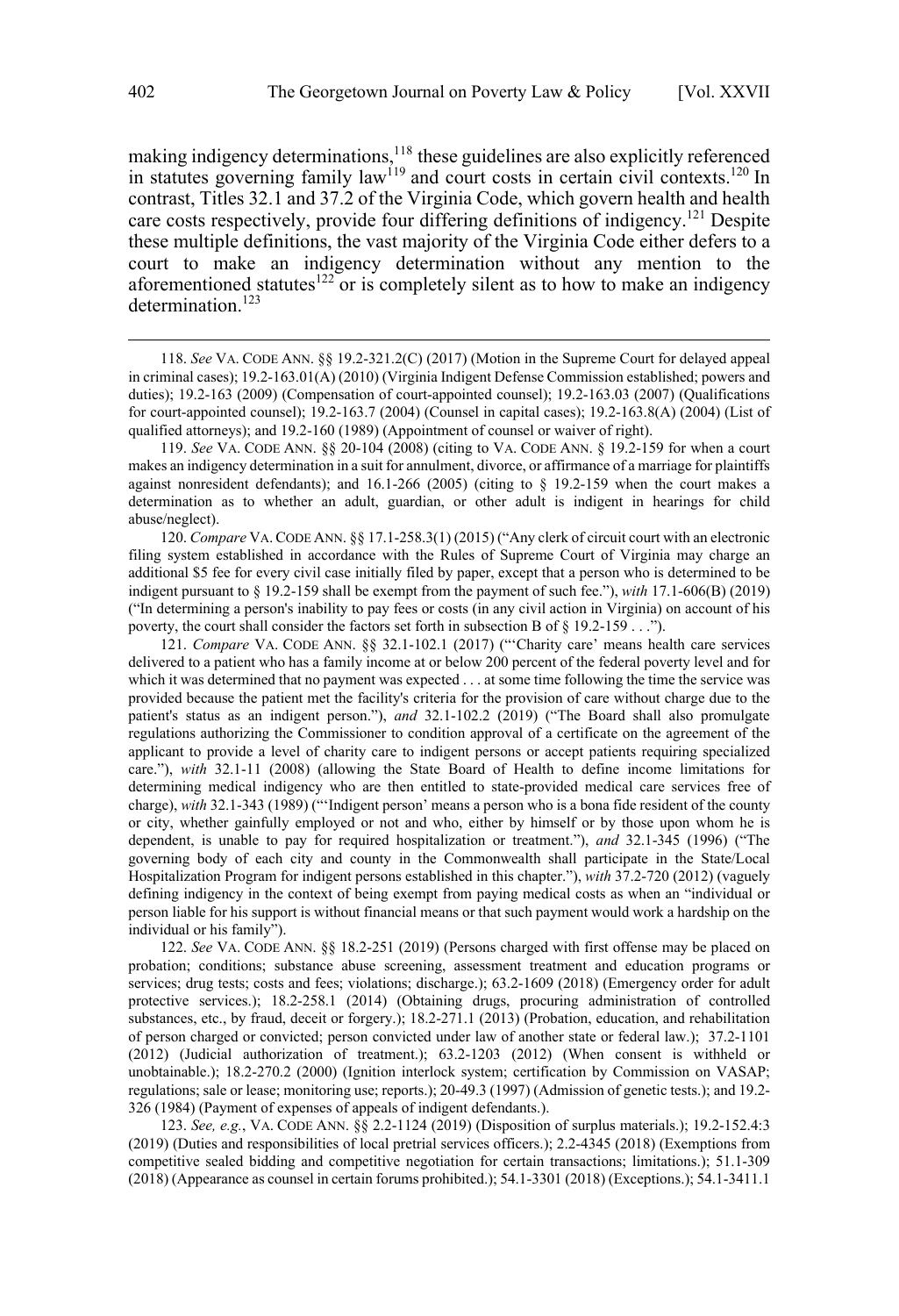making indigency determinations,[118] these guidelines are also explicitly referenced in statutes governing family law[119] and court costs in certain civil contexts.[120] In contrast, Titles 32.1 and 37.2 of the Virginia Code, which govern health and health care costs respectively, provide four differing definitions of indigency.[121] Despite these multiple definitions, the vast majority of the Virginia Code either defers to a court to make an indigency determination without any mention to the aforementioned statutes[122] or is completely silent as to how to make an indigency determination.[123]

---

118. *See* VA. CODE ANN. §§ 19.2-321.2(C) (2017) (Motion in the Supreme Court for delayed appeal in criminal cases); 19.2-163.01(A) (2010) (Virginia Indigent Defense Commission established; powers and duties); 19.2-163 (2009) (Compensation of court-appointed counsel); 19.2-163.03 (2007) (Qualifications for court-appointed counsel); 19.2-163.7 (2004) (Counsel in capital cases); 19.2-163.8(A) (2004) (List of qualified attorneys); and 19.2-160 (1989) (Appointment of counsel or waiver of right).

119. *See* VA. CODE ANN. §§ 20-104 (2008) (citing to VA. CODE ANN. § 19.2-159 for when a court makes an indigency determination in a suit for annulment, divorce, or affirmance of a marriage for plaintiffs against nonresident defendants); and 16.1-266 (2005) (citing to § 19.2-159 when the court makes a determination as to whether an adult, guardian, or other adult is indigent in hearings for child abuse/neglect).

120. *Compare* VA. CODE ANN. §§ 17.1-258.3(1) (2015) ("Any clerk of circuit court with an electronic filing system established in accordance with the Rules of Supreme Court of Virginia may charge an additional $5 fee for every civil case initially filed by paper, except that a person who is determined to be indigent pursuant to § 19.2-159 shall be exempt from the payment of such fee."), *with* 17.1-606(B) (2019) ("In determining a person's inability to pay fees or costs (in any civil action in Virginia) on account of his poverty, the court shall consider the factors set forth in subsection B of § 19.2-159 . . .").

121. *Compare* VA. CODE ANN. §§ 32.1-102.1 (2017) ("'Charity care' means health care services delivered to a patient who has a family income at or below 200 percent of the federal poverty level and for which it was determined that no payment was expected . . . at some time following the time the service was provided because the patient met the facility's criteria for the provision of care without charge due to the patient's status as an indigent person."), *and* 32.1-102.2 (2019) ("The Board shall also promulgate regulations authorizing the Commissioner to condition approval of a certificate on the agreement of the applicant to provide a level of charity care to indigent persons or accept patients requiring specialized care."), *with* 32.1-11 (2008) (allowing the State Board of Health to define income limitations for determining medical indigency who are then entitled to state-provided medical care services free of charge), *with* 32.1-343 (1989) ("'Indigent person' means a person who is a bona fide resident of the county or city, whether gainfully employed or not and who, either by himself or by those upon whom he is dependent, is unable to pay for required hospitalization or treatment."), *and* 32.1-345 (1996) ("The governing body of each city and county in the Commonwealth shall participate in the State/Local Hospitalization Program for indigent persons established in this chapter."), *with* 37.2-720 (2012) (vaguely defining indigency in the context of being exempt from paying medical costs as when an "individual or person liable for his support is without financial means or that such payment would work a hardship on the individual or his family").

122. *See* VA. CODE ANN. §§ 18.2-251 (2019) (Persons charged with first offense may be placed on probation; conditions; substance abuse screening, assessment treatment and education programs or services; drug tests; costs and fees; violations; discharge.); 63.2-1609 (2018) (Emergency order for adult protective services.); 18.2-258.1 (2014) (Obtaining drugs, procuring administration of controlled substances, etc., by fraud, deceit or forgery.); 18.2-271.1 (2013) (Probation, education, and rehabilitation of person charged or convicted; person convicted under law of another state or federal law.); 37.2-1101 (2012) (Judicial authorization of treatment.); 63.2-1203 (2012) (When consent is withheld or unobtainable.); 18.2-270.2 (2000) (Ignition interlock system; certification by Commission on VASAP; regulations; sale or lease; monitoring use; reports.); 20-49.3 (1997) (Admission of genetic tests.); and 19.2-326 (1984) (Payment of expenses of appeals of indigent defendants.).

123. *See, e.g.*, VA. CODE ANN. §§ 2.2-1124 (2019) (Disposition of surplus materials.); 19.2-152.4:3 (2019) (Duties and responsibilities of local pretrial services officers.); 2.2-4345 (2018) (Exemptions from competitive sealed bidding and competitive negotiation for certain transactions; limitations.); 51.1-309 (2018) (Appearance as counsel in certain forums prohibited.); 54.1-3301 (2018) (Exceptions.); 54.1-3411.1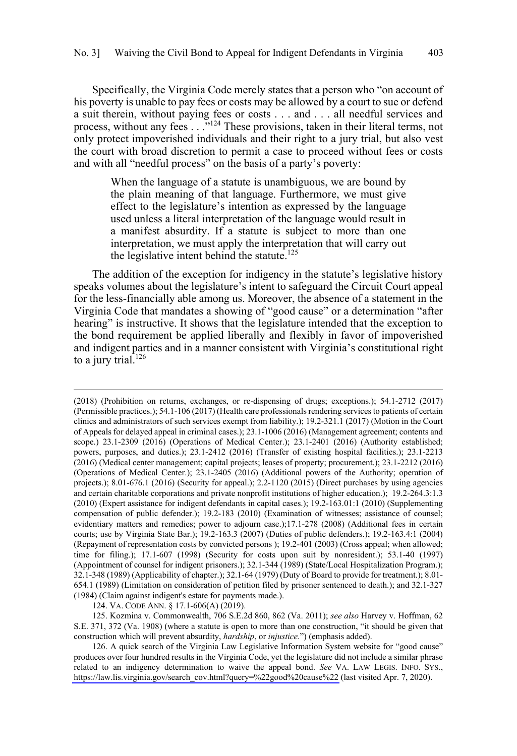Specifically, the Virginia Code merely states that a person who "on account of his poverty is unable to pay fees or costs may be allowed by a court to sue or defend a suit therein, without paying fees or costs . . . and . . . all needful services and process, without any fees . . ."[124] These provisions, taken in their literal terms, not only protect impoverished individuals and their right to a jury trial, but also vest the court with broad discretion to permit a case to proceed without fees or costs and with all "needful process" on the basis of a party's poverty:

> When the language of a statute is unambiguous, we are bound by the plain meaning of that language. Furthermore, we must give effect to the legislature's intention as expressed by the language used unless a literal interpretation of the language would result in a manifest absurdity. If a statute is subject to more than one interpretation, we must apply the interpretation that will carry out the legislative intent behind the statute.[125]

The addition of the exception for indigency in the statute's legislative history speaks volumes about the legislature's intent to safeguard the Circuit Court appeal for the less-financially able among us. Moreover, the absence of a statement in the Virginia Code that mandates a showing of "good cause" or a determination "after hearing" is instructive. It shows that the legislature intended that the exception to the bond requirement be applied liberally and flexibly in favor of impoverished and indigent parties and in a manner consistent with Virginia's constitutional right to a jury trial.[126]

---

(2018) (Prohibition on returns, exchanges, or re-dispensing of drugs; exceptions.); 54.1-2712 (2017) (Permissible practices.); 54.1-106 (2017) (Health care professionals rendering services to patients of certain clinics and administrators of such services exempt from liability.); 19.2-321.1 (2017) (Motion in the Court of Appeals for delayed appeal in criminal cases.); 23.1-1006 (2016) (Management agreement; contents and scope.) 23.1-2309 (2016) (Operations of Medical Center.); 23.1-2401 (2016) (Authority established; powers, purposes, and duties.); 23.1-2412 (2016) (Transfer of existing hospital facilities.); 23.1-2213 (2016) (Medical center management; capital projects; leases of property; procurement.); 23.1-2212 (2016) (Operations of Medical Center.); 23.1-2405 (2016) (Additional powers of the Authority; operation of projects.); 8.01-676.1 (2016) (Security for appeal.); 2.2-1120 (2015) (Direct purchases by using agencies and certain charitable corporations and private nonprofit institutions of higher education.); 19.2-264.3:1.3 (2010) (Expert assistance for indigent defendants in capital cases.); 19.2-163.01:1 (2010) (Supplementing compensation of public defender.); 19.2-183 (2010) (Examination of witnesses; assistance of counsel; evidentiary matters and remedies; power to adjourn case.);17.1-278 (2008) (Additional fees in certain courts; use by Virginia State Bar.); 19.2-163.3 (2007) (Duties of public defenders.); 19.2-163.4:1 (2004) (Repayment of representation costs by convicted persons ); 19.2-401 (2003) (Cross appeal; when allowed; time for filing.); 17.1-607 (1998) (Security for costs upon suit by nonresident.); 53.1-40 (1997) (Appointment of counsel for indigent prisoners.); 32.1-344 (1989) (State/Local Hospitalization Program.); 32.1-348 (1989) (Applicability of chapter.); 32.1-64 (1979) (Duty of Board to provide for treatment.); 8.01-654.1 (1989) (Limitation on consideration of petition filed by prisoner sentenced to death.); and 32.1-327 (1984) (Claim against indigent's estate for payments made.).

124. VA. CODE ANN. § 17.1-606(A) (2019).

125. Kozmina v. Commonwealth, 706 S.E.2d 860, 862 (Va. 2011); *see also* Harvey v. Hoffman, 62 S.E. 371, 372 (Va. 1908) (where a statute is open to more than one construction, "it should be given that construction which will prevent absurdity, *hardship*, or *injustice.*") (emphasis added).

126. A quick search of the Virginia Law Legislative Information System website for "good cause" produces over four hundred results in the Virginia Code, yet the legislature did not include a similar phrase related to an indigency determination to waive the appeal bond. *See* VA. LAW LEGIS. INFO. SYS., https://law.lis.virginia.gov/search_cov.html?query=%22good%20cause%22 (last visited Apr. 7, 2020).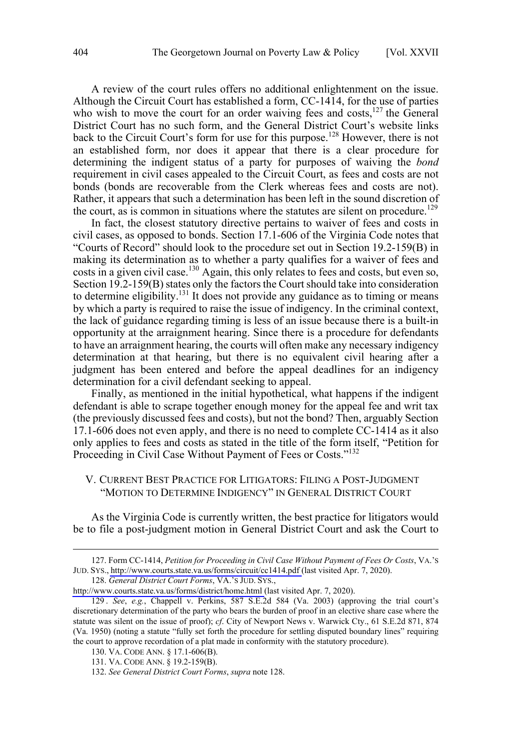A review of the court rules offers no additional enlightenment on the issue. Although the Circuit Court has established a form, CC-1414, for the use of parties who wish to move the court for an order waiving fees and costs,[127] the General District Court has no such form, and the General District Court's website links back to the Circuit Court's form for use for this purpose.[128] However, there is not an established form, nor does it appear that there is a clear procedure for determining the indigent status of a party for purposes of waiving the *bond* requirement in civil cases appealed to the Circuit Court, as fees and costs are not bonds (bonds are recoverable from the Clerk whereas fees and costs are not). Rather, it appears that such a determination has been left in the sound discretion of the court, as is common in situations where the statutes are silent on procedure.[129]

In fact, the closest statutory directive pertains to waiver of fees and costs in civil cases, as opposed to bonds. Section 17.1-606 of the Virginia Code notes that "Courts of Record" should look to the procedure set out in Section 19.2-159(B) in making its determination as to whether a party qualifies for a waiver of fees and costs in a given civil case.[130] Again, this only relates to fees and costs, but even so, Section 19.2-159(B) states only the factors the Court should take into consideration to determine eligibility.[131] It does not provide any guidance as to timing or means by which a party is required to raise the issue of indigency. In the criminal context, the lack of guidance regarding timing is less of an issue because there is a built-in opportunity at the arraignment hearing. Since there is a procedure for defendants to have an arraignment hearing, the courts will often make any necessary indigency determination at that hearing, but there is no equivalent civil hearing after a judgment has been entered and before the appeal deadlines for an indigency determination for a civil defendant seeking to appeal.

Finally, as mentioned in the initial hypothetical, what happens if the indigent defendant is able to scrape together enough money for the appeal fee and writ tax (the previously discussed fees and costs), but not the bond? Then, arguably Section 17.1-606 does not even apply, and there is no need to complete CC-1414 as it also only applies to fees and costs as stated in the title of the form itself, "Petition for Proceeding in Civil Case Without Payment of Fees or Costs."[132]

## V. Current Best Practice for Litigators: Filing a Post-Judgment "Motion to Determine Indigency" in General District Court

As the Virginia Code is currently written, the best practice for litigators would be to file a post-judgment motion in General District Court and ask the Court to

---

127. Form CC-1414, *Petition for Proceeding in Civil Case Without Payment of Fees Or Costs*, VA.'S JUD. SYS., http://www.courts.state.va.us/forms/circuit/cc1414.pdf (last visited Apr. 7, 2020).

128. *General District Court Forms*, VA.'S JUD. SYS., http://www.courts.state.va.us/forms/district/home.html (last visited Apr. 7, 2020).

129. *See*, *e.g.*, Chappell v. Perkins, 587 S.E.2d 584 (Va. 2003) (approving the trial court's discretionary determination of the party who bears the burden of proof in an elective share case where the statute was silent on the issue of proof); *cf*. City of Newport News v. Warwick Cty., 61 S.E.2d 871, 874 (Va. 1950) (noting a statute "fully set forth the procedure for settling disputed boundary lines" requiring the court to approve recordation of a plat made in conformity with the statutory procedure).

130. VA. CODE ANN. § 17.1-606(B).

131. VA. CODE ANN. § 19.2-159(B).

132. *See General District Court Forms*, *supra* note 128.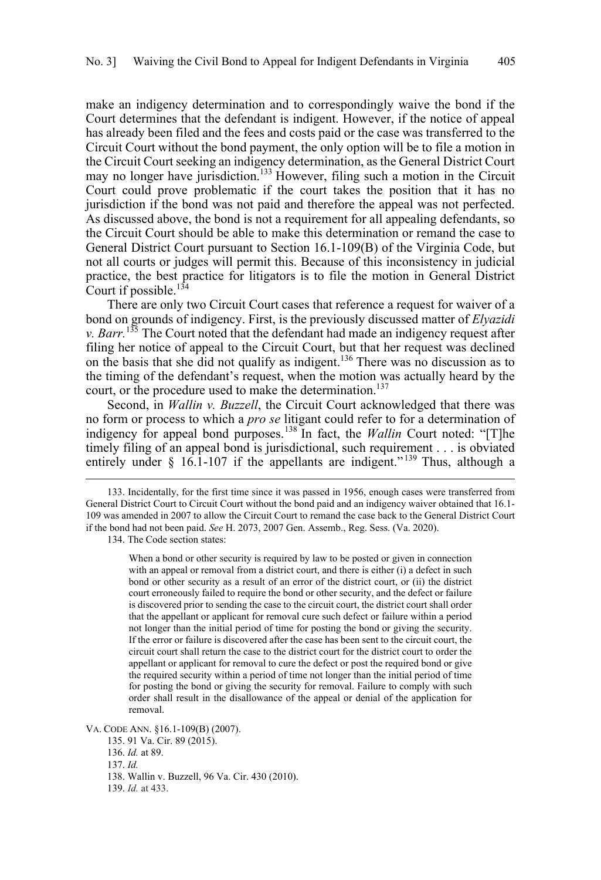make an indigency determination and to correspondingly waive the bond if the Court determines that the defendant is indigent. However, if the notice of appeal has already been filed and the fees and costs paid or the case was transferred to the Circuit Court without the bond payment, the only option will be to file a motion in the Circuit Court seeking an indigency determination, as the General District Court may no longer have jurisdiction.[133] However, filing such a motion in the Circuit Court could prove problematic if the court takes the position that it has no jurisdiction if the bond was not paid and therefore the appeal was not perfected. As discussed above, the bond is not a requirement for all appealing defendants, so the Circuit Court should be able to make this determination or remand the case to General District Court pursuant to Section 16.1-109(B) of the Virginia Code, but not all courts or judges will permit this. Because of this inconsistency in judicial practice, the best practice for litigators is to file the motion in General District Court if possible.[134]

There are only two Circuit Court cases that reference a request for waiver of a bond on grounds of indigency. First, is the previously discussed matter of *Elyazidi v. Barr*.[135] The Court noted that the defendant had made an indigency request after filing her notice of appeal to the Circuit Court, but that her request was declined on the basis that she did not qualify as indigent.[136] There was no discussion as to the timing of the defendant's request, when the motion was actually heard by the court, or the procedure used to make the determination.[137]

Second, in *Wallin v. Buzzell*, the Circuit Court acknowledged that there was no form or process to which a *pro se* litigant could refer to for a determination of indigency for appeal bond purposes.[138] In fact, the *Wallin* Court noted: "[T]he timely filing of an appeal bond is jurisdictional, such requirement . . . is obviated entirely under § 16.1-107 if the appellants are indigent."[139] Thus, although a

---

133. Incidentally, for the first time since it was passed in 1956, enough cases were transferred from General District Court to Circuit Court without the bond paid and an indigency waiver obtained that 16.1-109 was amended in 2007 to allow the Circuit Court to remand the case back to the General District Court if the bond had not been paid. *See* H. 2073, 2007 Gen. Assemb., Reg. Sess. (Va. 2020).

134. The Code section states:

> When a bond or other security is required by law to be posted or given in connection with an appeal or removal from a district court, and there is either (i) a defect in such bond or other security as a result of an error of the district court, or (ii) the district court erroneously failed to require the bond or other security, and the defect or failure is discovered prior to sending the case to the circuit court, the district court shall order that the appellant or applicant for removal cure such defect or failure within a period not longer than the initial period of time for posting the bond or giving the security. If the error or failure is discovered after the case has been sent to the circuit court, the circuit court shall return the case to the district court for the district court to order the appellant or applicant for removal to cure the defect or post the required bond or give the required security within a period of time not longer than the initial period of time for posting the bond or giving the security for removal. Failure to comply with such order shall result in the disallowance of the appeal or denial of the application for removal.

VA. CODE ANN. §16.1-109(B) (2007).

135. 91 Va. Cir. 89 (2015).

136. *Id.* at 89.

137. *Id.*

138. Wallin v. Buzzell, 96 Va. Cir. 430 (2010).

139. *Id.* at 433.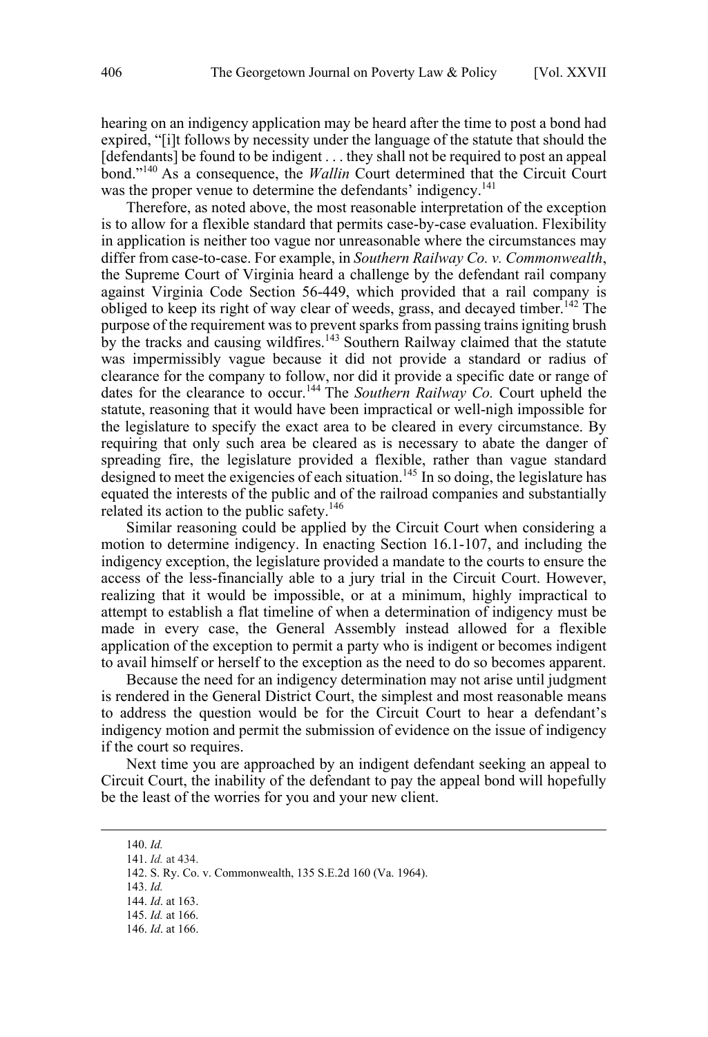hearing on an indigency application may be heard after the time to post a bond had expired, "[i]t follows by necessity under the language of the statute that should the [defendants] be found to be indigent . . . they shall not be required to post an appeal bond."[140] As a consequence, the *Wallin* Court determined that the Circuit Court was the proper venue to determine the defendants' indigency.[141]

Therefore, as noted above, the most reasonable interpretation of the exception is to allow for a flexible standard that permits case-by-case evaluation. Flexibility in application is neither too vague nor unreasonable where the circumstances may differ from case-to-case. For example, in *Southern Railway Co. v. Commonwealth*, the Supreme Court of Virginia heard a challenge by the defendant rail company against Virginia Code Section 56-449, which provided that a rail company is obliged to keep its right of way clear of weeds, grass, and decayed timber.[142] The purpose of the requirement was to prevent sparks from passing trains igniting brush by the tracks and causing wildfires.[143] Southern Railway claimed that the statute was impermissibly vague because it did not provide a standard or radius of clearance for the company to follow, nor did it provide a specific date or range of dates for the clearance to occur.[144] The *Southern Railway Co.* Court upheld the statute, reasoning that it would have been impractical or well-nigh impossible for the legislature to specify the exact area to be cleared in every circumstance. By requiring that only such area be cleared as is necessary to abate the danger of spreading fire, the legislature provided a flexible, rather than vague standard designed to meet the exigencies of each situation.[145] In so doing, the legislature has equated the interests of the public and of the railroad companies and substantially related its action to the public safety.[146]

Similar reasoning could be applied by the Circuit Court when considering a motion to determine indigency. In enacting Section 16.1-107, and including the indigency exception, the legislature provided a mandate to the courts to ensure the access of the less-financially able to a jury trial in the Circuit Court. However, realizing that it would be impossible, or at a minimum, highly impractical to attempt to establish a flat timeline of when a determination of indigency must be made in every case, the General Assembly instead allowed for a flexible application of the exception to permit a party who is indigent or becomes indigent to avail himself or herself to the exception as the need to do so becomes apparent.

Because the need for an indigency determination may not arise until judgment is rendered in the General District Court, the simplest and most reasonable means to address the question would be for the Circuit Court to hear a defendant's indigency motion and permit the submission of evidence on the issue of indigency if the court so requires.

Next time you are approached by an indigent defendant seeking an appeal to Circuit Court, the inability of the defendant to pay the appeal bond will hopefully be the least of the worries for you and your new client.

---

140. *Id.*

141. *Id.* at 434.

142. S. Ry. Co. v. Commonwealth, 135 S.E.2d 160 (Va. 1964).

143. *Id.*

144. *Id*. at 163.

145. *Id.* at 166.

146. *Id*. at 166.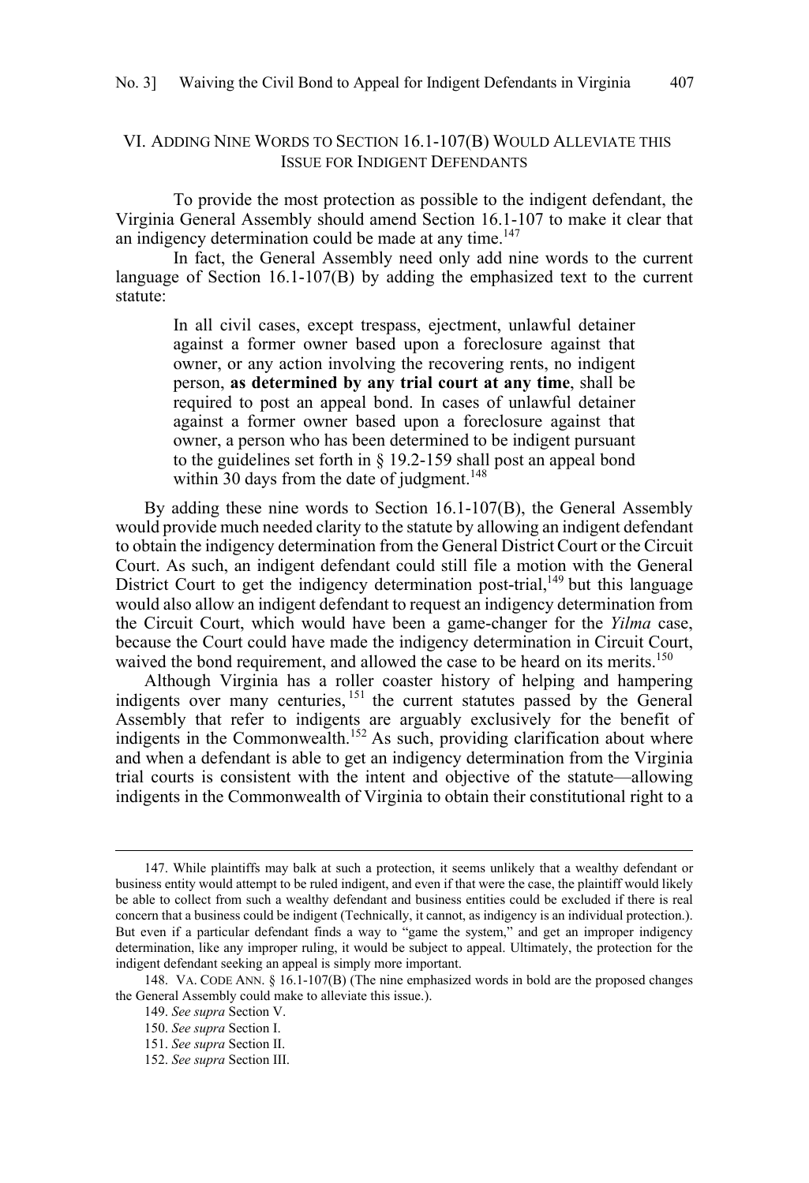## VI. Adding Nine Words to Section 16.1-107(B) Would Alleviate this Issue for Indigent Defendants

To provide the most protection as possible to the indigent defendant, the Virginia General Assembly should amend Section 16.1-107 to make it clear that an indigency determination could be made at any time.[147]

In fact, the General Assembly need only add nine words to the current language of Section 16.1-107(B) by adding the emphasized text to the current statute:

> In all civil cases, except trespass, ejectment, unlawful detainer against a former owner based upon a foreclosure against that owner, or any action involving the recovering rents, no indigent person, **as determined by any trial court at any time**, shall be required to post an appeal bond. In cases of unlawful detainer against a former owner based upon a foreclosure against that owner, a person who has been determined to be indigent pursuant to the guidelines set forth in § 19.2-159 shall post an appeal bond within 30 days from the date of judgment.[148]

By adding these nine words to Section 16.1-107(B), the General Assembly would provide much needed clarity to the statute by allowing an indigent defendant to obtain the indigency determination from the General District Court or the Circuit Court. As such, an indigent defendant could still file a motion with the General District Court to get the indigency determination post-trial,[149] but this language would also allow an indigent defendant to request an indigency determination from the Circuit Court, which would have been a game-changer for the *Yilma* case, because the Court could have made the indigency determination in Circuit Court, waived the bond requirement, and allowed the case to be heard on its merits.[150]

Although Virginia has a roller coaster history of helping and hampering indigents over many centuries,[151] the current statutes passed by the General Assembly that refer to indigents are arguably exclusively for the benefit of indigents in the Commonwealth.[152] As such, providing clarification about where and when a defendant is able to get an indigency determination from the Virginia trial courts is consistent with the intent and objective of the statute—allowing indigents in the Commonwealth of Virginia to obtain their constitutional right to a

---

147. While plaintiffs may balk at such a protection, it seems unlikely that a wealthy defendant or business entity would attempt to be ruled indigent, and even if that were the case, the plaintiff would likely be able to collect from such a wealthy defendant and business entities could be excluded if there is real concern that a business could be indigent (Technically, it cannot, as indigency is an individual protection.). But even if a particular defendant finds a way to "game the system," and get an improper indigency determination, like any improper ruling, it would be subject to appeal. Ultimately, the protection for the indigent defendant seeking an appeal is simply more important.

148. VA. CODE ANN. § 16.1-107(B) (The nine emphasized words in bold are the proposed changes the General Assembly could make to alleviate this issue.).

149. *See supra* Section V.

150. *See supra* Section I.

151. *See supra* Section II.

152. *See supra* Section III.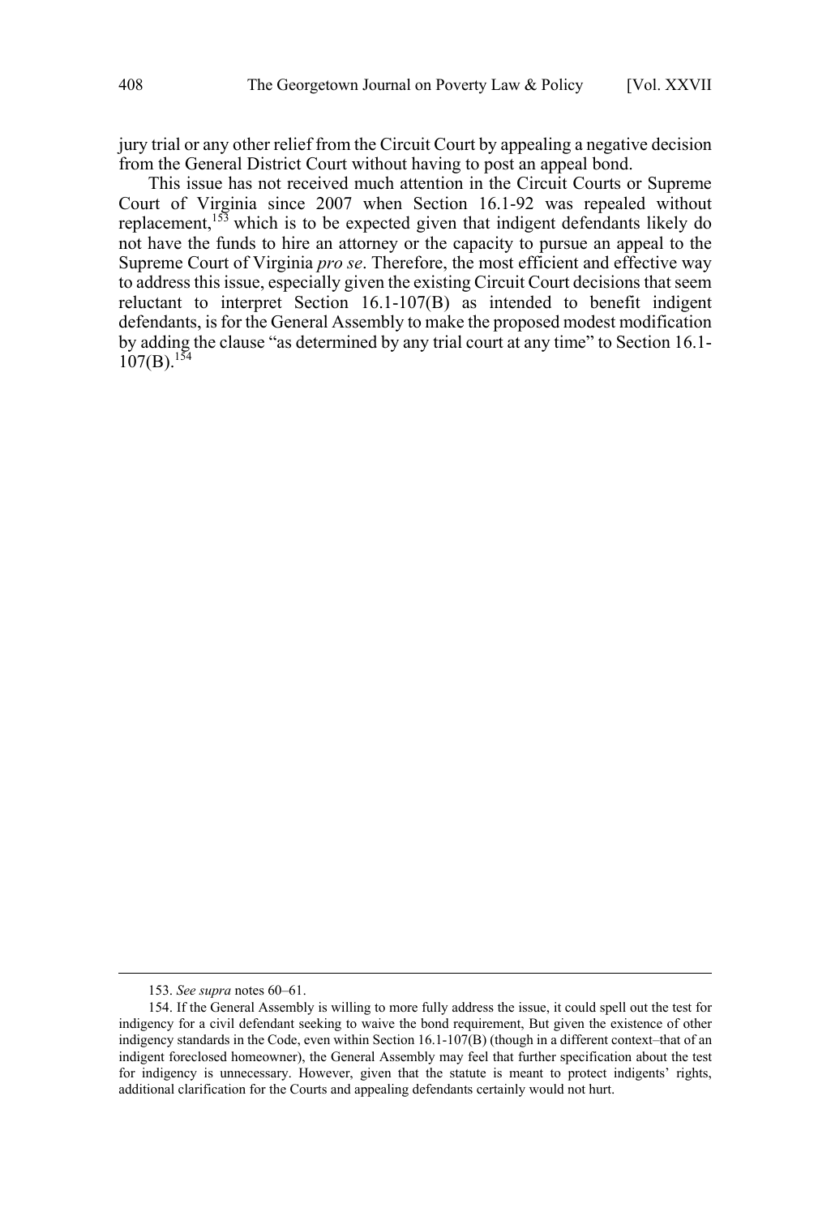jury trial or any other relief from the Circuit Court by appealing a negative decision from the General District Court without having to post an appeal bond.

This issue has not received much attention in the Circuit Courts or Supreme Court of Virginia since 2007 when Section 16.1-92 was repealed without replacement,[153] which is to be expected given that indigent defendants likely do not have the funds to hire an attorney or the capacity to pursue an appeal to the Supreme Court of Virginia *pro se*. Therefore, the most efficient and effective way to address this issue, especially given the existing Circuit Court decisions that seem reluctant to interpret Section 16.1-107(B) as intended to benefit indigent defendants, is for the General Assembly to make the proposed modest modification by adding the clause "as determined by any trial court at any time" to Section 16.1-107(B).[154]

---

153. *See supra* notes 60–61.

154. If the General Assembly is willing to more fully address the issue, it could spell out the test for indigency for a civil defendant seeking to waive the bond requirement, But given the existence of other indigency standards in the Code, even within Section 16.1-107(B) (though in a different context–that of an indigent foreclosed homeowner), the General Assembly may feel that further specification about the test for indigency is unnecessary. However, given that the statute is meant to protect indigents' rights, additional clarification for the Courts and appealing defendants certainly would not hurt.